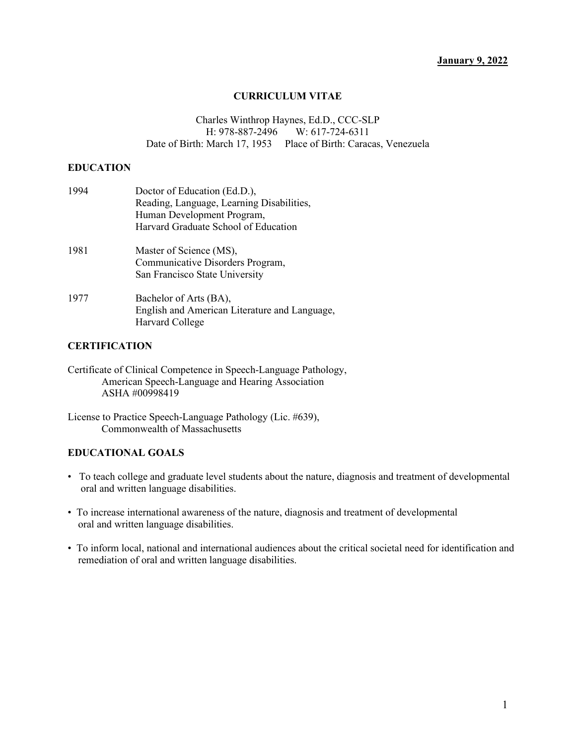**January 9, 2022**

# CURRICULUM VITAE

Charles Winthrop Haynes, Ed.D., CCC-SLP
H: 978-887-2496 W: 617-724-6311
Date of Birth: March 17, 1953 Place of Birth: Caracas, Venezuela

## EDUCATION

| | |
|---|---|
| 1994 | Doctor of Education (Ed.D.), Reading, Language, Learning Disabilities, Human Development Program, Harvard Graduate School of Education |
| 1981 | Master of Science (MS), Communicative Disorders Program, San Francisco State University |
| 1977 | Bachelor of Arts (BA), English and American Literature and Language, Harvard College |

## CERTIFICATION

Certificate of Clinical Competence in Speech-Language Pathology,
American Speech-Language and Hearing Association
ASHA #00998419

License to Practice Speech-Language Pathology (Lic. #639),
Commonwealth of Massachusetts

## EDUCATIONAL GOALS

- To teach college and graduate level students about the nature, diagnosis and treatment of developmental oral and written language disabilities.
- To increase international awareness of the nature, diagnosis and treatment of developmental oral and written language disabilities.
- To inform local, national and international audiences about the critical societal need for identification and remediation of oral and written language disabilities.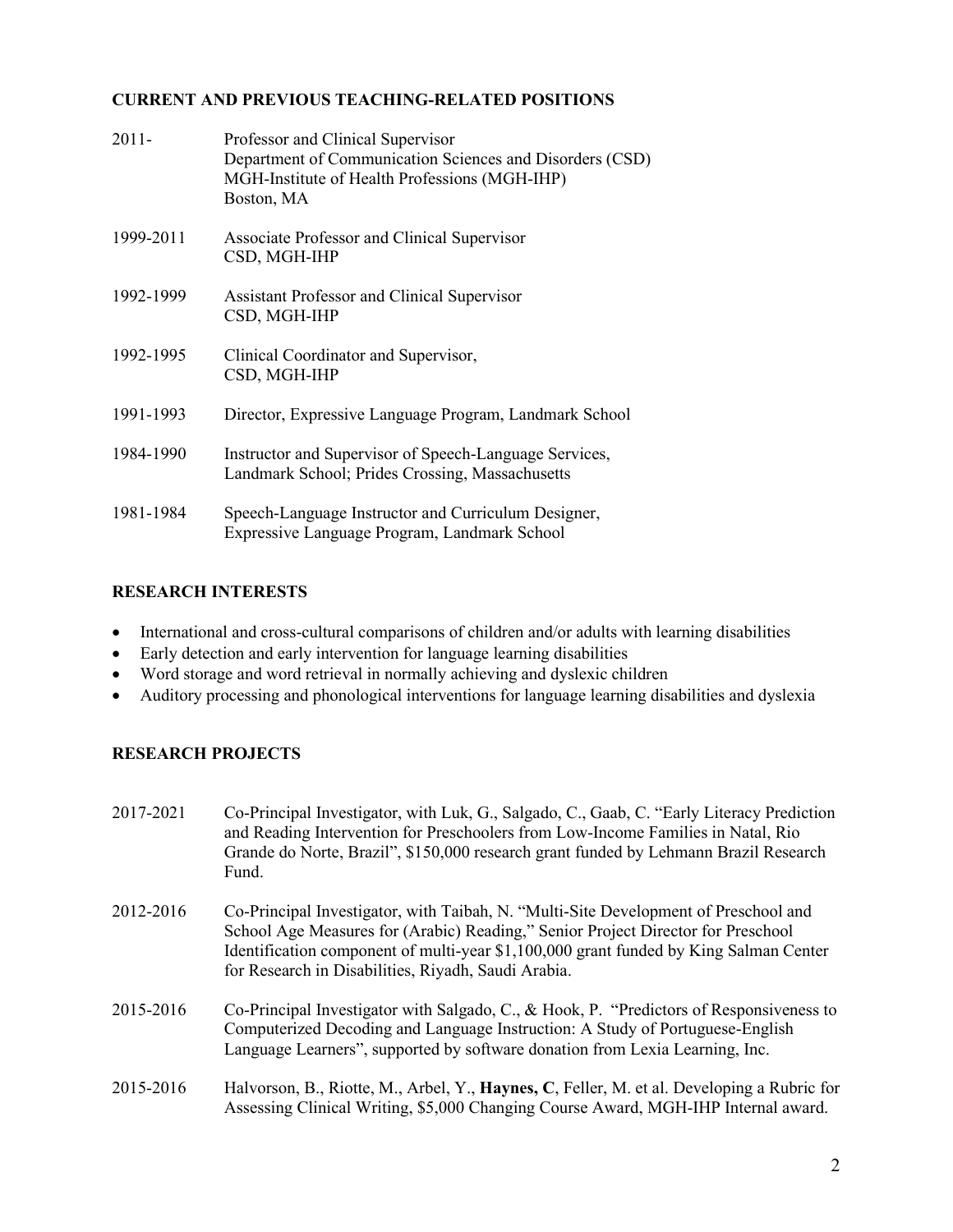## CURRENT AND PREVIOUS TEACHING-RELATED POSITIONS

2011- Professor and Clinical Supervisor
Department of Communication Sciences and Disorders (CSD)
MGH-Institute of Health Professions (MGH-IHP)
Boston, MA

1999-2011 Associate Professor and Clinical Supervisor
CSD, MGH-IHP

1992-1999 Assistant Professor and Clinical Supervisor
CSD, MGH-IHP

1992-1995 Clinical Coordinator and Supervisor,
CSD, MGH-IHP

1991-1993 Director, Expressive Language Program, Landmark School

1984-1990 Instructor and Supervisor of Speech-Language Services,
Landmark School; Prides Crossing, Massachusetts

1981-1984 Speech-Language Instructor and Curriculum Designer,
Expressive Language Program, Landmark School

## RESEARCH INTERESTS

- International and cross-cultural comparisons of children and/or adults with learning disabilities
- Early detection and early intervention for language learning disabilities
- Word storage and word retrieval in normally achieving and dyslexic children
- Auditory processing and phonological interventions for language learning disabilities and dyslexia

## RESEARCH PROJECTS

2017-2021 Co-Principal Investigator, with Luk, G., Salgado, C., Gaab, C. "Early Literacy Prediction and Reading Intervention for Preschoolers from Low-Income Families in Natal, Rio Grande do Norte, Brazil", $150,000 research grant funded by Lehmann Brazil Research Fund.

2012-2016 Co-Principal Investigator, with Taibah, N. "Multi-Site Development of Preschool and School Age Measures for (Arabic) Reading," Senior Project Director for Preschool Identification component of multi-year $1,100,000 grant funded by King Salman Center for Research in Disabilities, Riyadh, Saudi Arabia.

2015-2016 Co-Principal Investigator with Salgado, C., & Hook, P. "Predictors of Responsiveness to Computerized Decoding and Language Instruction: A Study of Portuguese-English Language Learners", supported by software donation from Lexia Learning, Inc.

2015-2016 Halvorson, B., Riotte, M., Arbel, Y., **Haynes, C**, Feller, M. et al. Developing a Rubric for Assessing Clinical Writing, $5,000 Changing Course Award, MGH-IHP Internal award.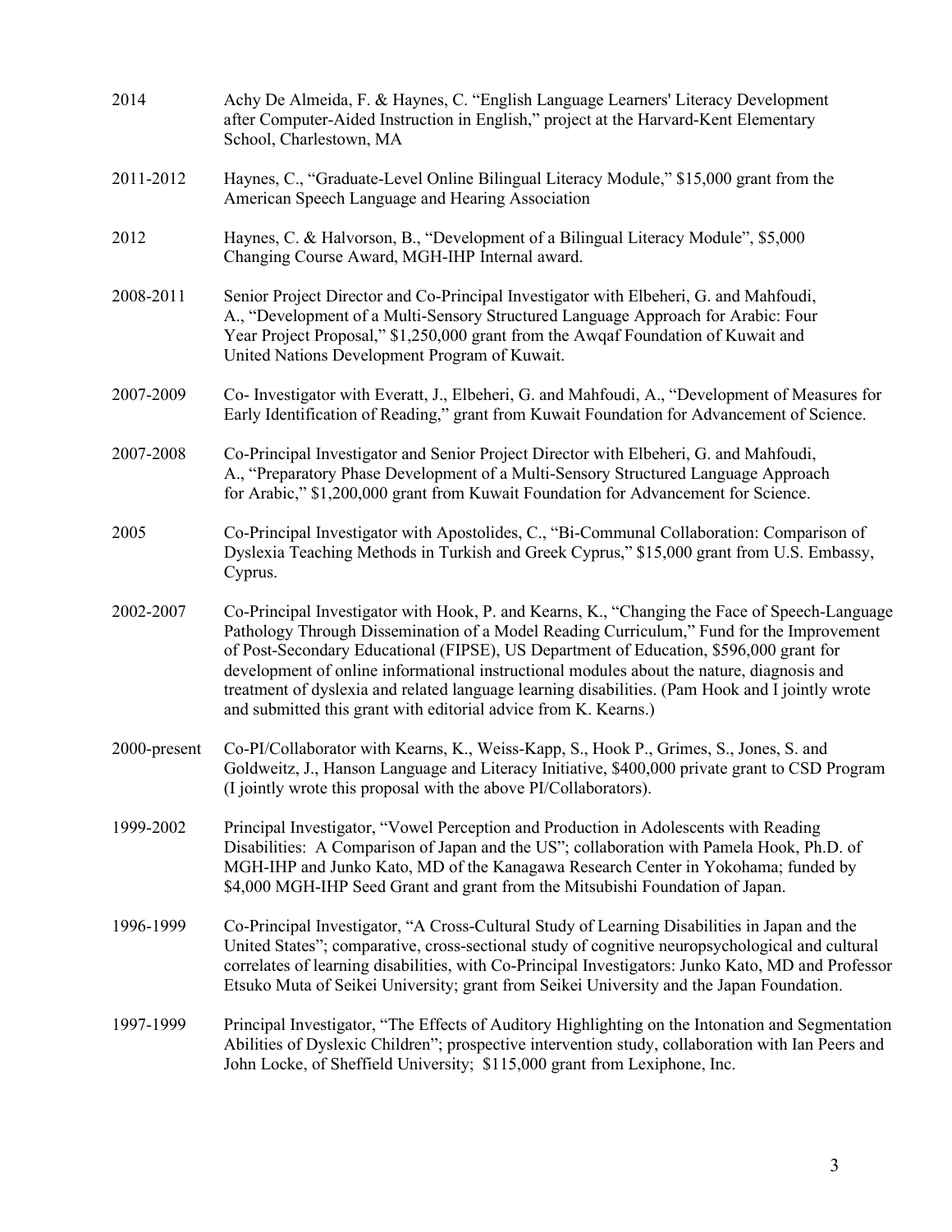2014 Achy De Almeida, F. & Haynes, C. "English Language Learners' Literacy Development after Computer-Aided Instruction in English," project at the Harvard-Kent Elementary School, Charlestown, MA

2011-2012 Haynes, C., "Graduate-Level Online Bilingual Literacy Module," $15,000 grant from the American Speech Language and Hearing Association

2012 Haynes, C. & Halvorson, B., "Development of a Bilingual Literacy Module", $5,000 Changing Course Award, MGH-IHP Internal award.

2008-2011 Senior Project Director and Co-Principal Investigator with Elbeheri, G. and Mahfoudi, A., "Development of a Multi-Sensory Structured Language Approach for Arabic: Four Year Project Proposal," $1,250,000 grant from the Awqaf Foundation of Kuwait and United Nations Development Program of Kuwait.

2007-2009 Co- Investigator with Everatt, J., Elbeheri, G. and Mahfoudi, A., "Development of Measures for Early Identification of Reading," grant from Kuwait Foundation for Advancement of Science.

2007-2008 Co-Principal Investigator and Senior Project Director with Elbeheri, G. and Mahfoudi, A., "Preparatory Phase Development of a Multi-Sensory Structured Language Approach for Arabic," $1,200,000 grant from Kuwait Foundation for Advancement for Science.

2005 Co-Principal Investigator with Apostolides, C., "Bi-Communal Collaboration: Comparison of Dyslexia Teaching Methods in Turkish and Greek Cyprus," $15,000 grant from U.S. Embassy, Cyprus.

2002-2007 Co-Principal Investigator with Hook, P. and Kearns, K., "Changing the Face of Speech-Language Pathology Through Dissemination of a Model Reading Curriculum," Fund for the Improvement of Post-Secondary Educational (FIPSE), US Department of Education, $596,000 grant for development of online informational instructional modules about the nature, diagnosis and treatment of dyslexia and related language learning disabilities. (Pam Hook and I jointly wrote and submitted this grant with editorial advice from K. Kearns.)

2000-present Co-PI/Collaborator with Kearns, K., Weiss-Kapp, S., Hook P., Grimes, S., Jones, S. and Goldweitz, J., Hanson Language and Literacy Initiative, $400,000 private grant to CSD Program (I jointly wrote this proposal with the above PI/Collaborators).

1999-2002 Principal Investigator, "Vowel Perception and Production in Adolescents with Reading Disabilities: A Comparison of Japan and the US"; collaboration with Pamela Hook, Ph.D. of MGH-IHP and Junko Kato, MD of the Kanagawa Research Center in Yokohama; funded by $4,000 MGH-IHP Seed Grant and grant from the Mitsubishi Foundation of Japan.

1996-1999 Co-Principal Investigator, "A Cross-Cultural Study of Learning Disabilities in Japan and the United States"; comparative, cross-sectional study of cognitive neuropsychological and cultural correlates of learning disabilities, with Co-Principal Investigators: Junko Kato, MD and Professor Etsuko Muta of Seikei University; grant from Seikei University and the Japan Foundation.

1997-1999 Principal Investigator, "The Effects of Auditory Highlighting on the Intonation and Segmentation Abilities of Dyslexic Children"; prospective intervention study, collaboration with Ian Peers and John Locke, of Sheffield University; $115,000 grant from Lexiphone, Inc.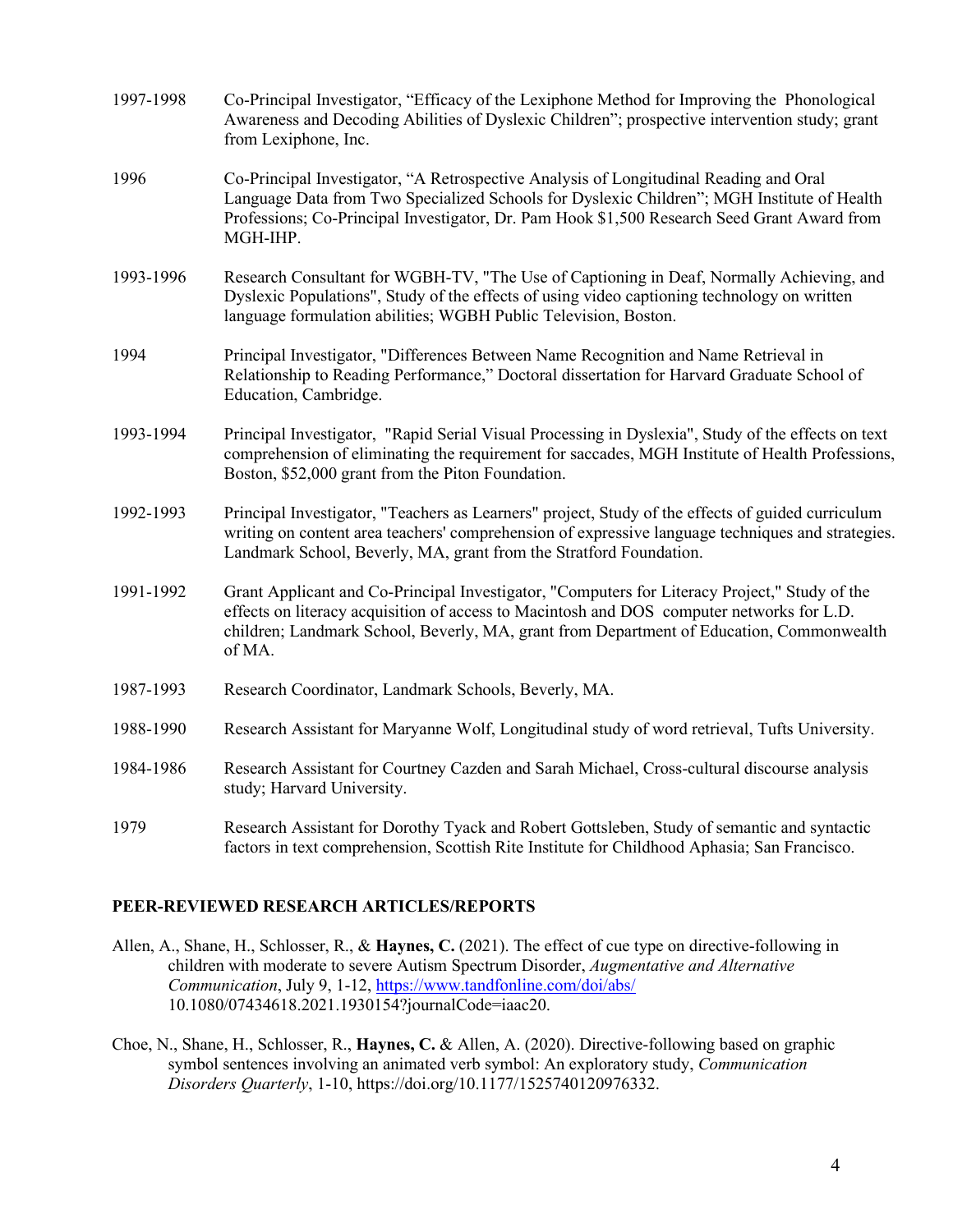1997-1998 Co-Principal Investigator, "Efficacy of the Lexiphone Method for Improving the Phonological Awareness and Decoding Abilities of Dyslexic Children"; prospective intervention study; grant from Lexiphone, Inc.

1996 Co-Principal Investigator, "A Retrospective Analysis of Longitudinal Reading and Oral Language Data from Two Specialized Schools for Dyslexic Children"; MGH Institute of Health Professions; Co-Principal Investigator, Dr. Pam Hook $1,500 Research Seed Grant Award from MGH-IHP.

1993-1996 Research Consultant for WGBH-TV, "The Use of Captioning in Deaf, Normally Achieving, and Dyslexic Populations", Study of the effects of using video captioning technology on written language formulation abilities; WGBH Public Television, Boston.

1994 Principal Investigator, "Differences Between Name Recognition and Name Retrieval in Relationship to Reading Performance," Doctoral dissertation for Harvard Graduate School of Education, Cambridge.

1993-1994 Principal Investigator, "Rapid Serial Visual Processing in Dyslexia", Study of the effects on text comprehension of eliminating the requirement for saccades, MGH Institute of Health Professions, Boston, $52,000 grant from the Piton Foundation.

1992-1993 Principal Investigator, "Teachers as Learners" project, Study of the effects of guided curriculum writing on content area teachers' comprehension of expressive language techniques and strategies. Landmark School, Beverly, MA, grant from the Stratford Foundation.

1991-1992 Grant Applicant and Co-Principal Investigator, "Computers for Literacy Project," Study of the effects on literacy acquisition of access to Macintosh and DOS computer networks for L.D. children; Landmark School, Beverly, MA, grant from Department of Education, Commonwealth of MA.

1987-1993 Research Coordinator, Landmark Schools, Beverly, MA.

1988-1990 Research Assistant for Maryanne Wolf, Longitudinal study of word retrieval, Tufts University.

1984-1986 Research Assistant for Courtney Cazden and Sarah Michael, Cross-cultural discourse analysis study; Harvard University.

1979 Research Assistant for Dorothy Tyack and Robert Gottsleben, Study of semantic and syntactic factors in text comprehension, Scottish Rite Institute for Childhood Aphasia; San Francisco.

## PEER-REVIEWED RESEARCH ARTICLES/REPORTS

Allen, A., Shane, H., Schlosser, R., & **Haynes, C.** (2021). The effect of cue type on directive-following in children with moderate to severe Autism Spectrum Disorder, *Augmentative and Alternative Communication*, July 9, 1-12, https://www.tandfonline.com/doi/abs/10.1080/07434618.2021.1930154?journalCode=iaac20.

Choe, N., Shane, H., Schlosser, R., **Haynes, C.** & Allen, A. (2020). Directive-following based on graphic symbol sentences involving an animated verb symbol: An exploratory study, *Communication Disorders Quarterly*, 1-10, https://doi.org/10.1177/1525740120976332.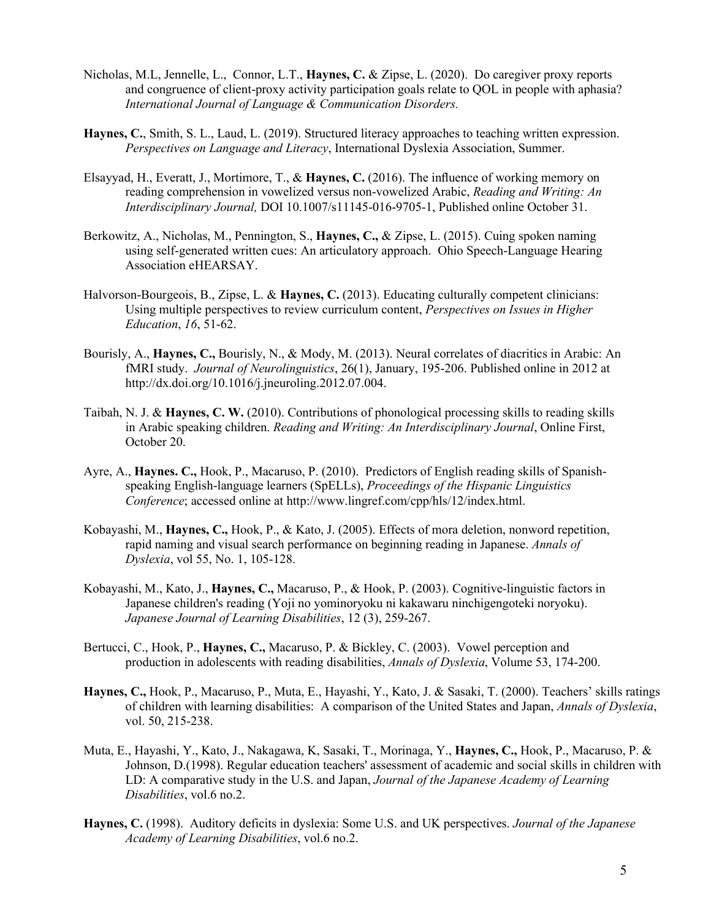Nicholas, M.L, Jennelle, L., Connor, L.T., **Haynes, C.** & Zipse, L. (2020). Do caregiver proxy reports and congruence of client-proxy activity participation goals relate to QOL in people with aphasia? *International Journal of Language & Communication Disorders.*

**Haynes, C.**, Smith, S. L., Laud, L. (2019). Structured literacy approaches to teaching written expression. *Perspectives on Language and Literacy*, International Dyslexia Association, Summer.

Elsayyad, H., Everatt, J., Mortimore, T., & **Haynes, C.** (2016). The influence of working memory on reading comprehension in vowelized versus non-vowelized Arabic, *Reading and Writing: An Interdisciplinary Journal,* DOI 10.1007/s11145-016-9705-1, Published online October 31.

Berkowitz, A., Nicholas, M., Pennington, S., **Haynes, C.,** & Zipse, L. (2015). Cuing spoken naming using self-generated written cues: An articulatory approach. Ohio Speech-Language Hearing Association eHEARSAY.

Halvorson-Bourgeois, B., Zipse, L. & **Haynes, C.** (2013). Educating culturally competent clinicians: Using multiple perspectives to review curriculum content, *Perspectives on Issues in Higher Education*, *16*, 51-62.

Bourisly, A., **Haynes, C.,** Bourisly, N., & Mody, M. (2013). Neural correlates of diacritics in Arabic: An fMRI study. *Journal of Neurolinguistics*, 26(1), January, 195-206. Published online in 2012 at http://dx.doi.org/10.1016/j.jneuroling.2012.07.004.

Taibah, N. J. & **Haynes, C. W.** (2010). Contributions of phonological processing skills to reading skills in Arabic speaking children. *Reading and Writing: An Interdisciplinary Journal*, Online First, October 20.

Ayre, A., **Haynes. C.,** Hook, P., Macaruso, P. (2010). Predictors of English reading skills of Spanish-speaking English-language learners (SpELLs), *Proceedings of the Hispanic Linguistics Conference*; accessed online at http://www.lingref.com/cpp/hls/12/index.html.

Kobayashi, M., **Haynes, C.,** Hook, P., & Kato, J. (2005). Effects of mora deletion, nonword repetition, rapid naming and visual search performance on beginning reading in Japanese. *Annals of Dyslexia*, vol 55, No. 1, 105-128.

Kobayashi, M., Kato, J., **Haynes, C.,** Macaruso, P., & Hook, P. (2003). Cognitive-linguistic factors in Japanese children's reading (Yoji no yominoryoku ni kakawaru ninchigengoteki noryoku). *Japanese Journal of Learning Disabilities*, 12 (3), 259-267.

Bertucci, C., Hook, P., **Haynes, C.,** Macaruso, P. & Bickley, C. (2003). Vowel perception and production in adolescents with reading disabilities, *Annals of Dyslexia*, Volume 53, 174-200.

**Haynes, C.,** Hook, P., Macaruso, P., Muta, E., Hayashi, Y., Kato, J. & Sasaki, T. (2000). Teachers' skills ratings of children with learning disabilities: A comparison of the United States and Japan, *Annals of Dyslexia*, vol. 50, 215-238.

Muta, E., Hayashi, Y., Kato, J., Nakagawa, K, Sasaki, T., Morinaga, Y., **Haynes, C.,** Hook, P., Macaruso, P. & Johnson, D.(1998). Regular education teachers' assessment of academic and social skills in children with LD: A comparative study in the U.S. and Japan, *Journal of the Japanese Academy of Learning Disabilities*, vol.6 no.2.

**Haynes, C.** (1998). Auditory deficits in dyslexia: Some U.S. and UK perspectives. *Journal of the Japanese Academy of Learning Disabilities*, vol.6 no.2.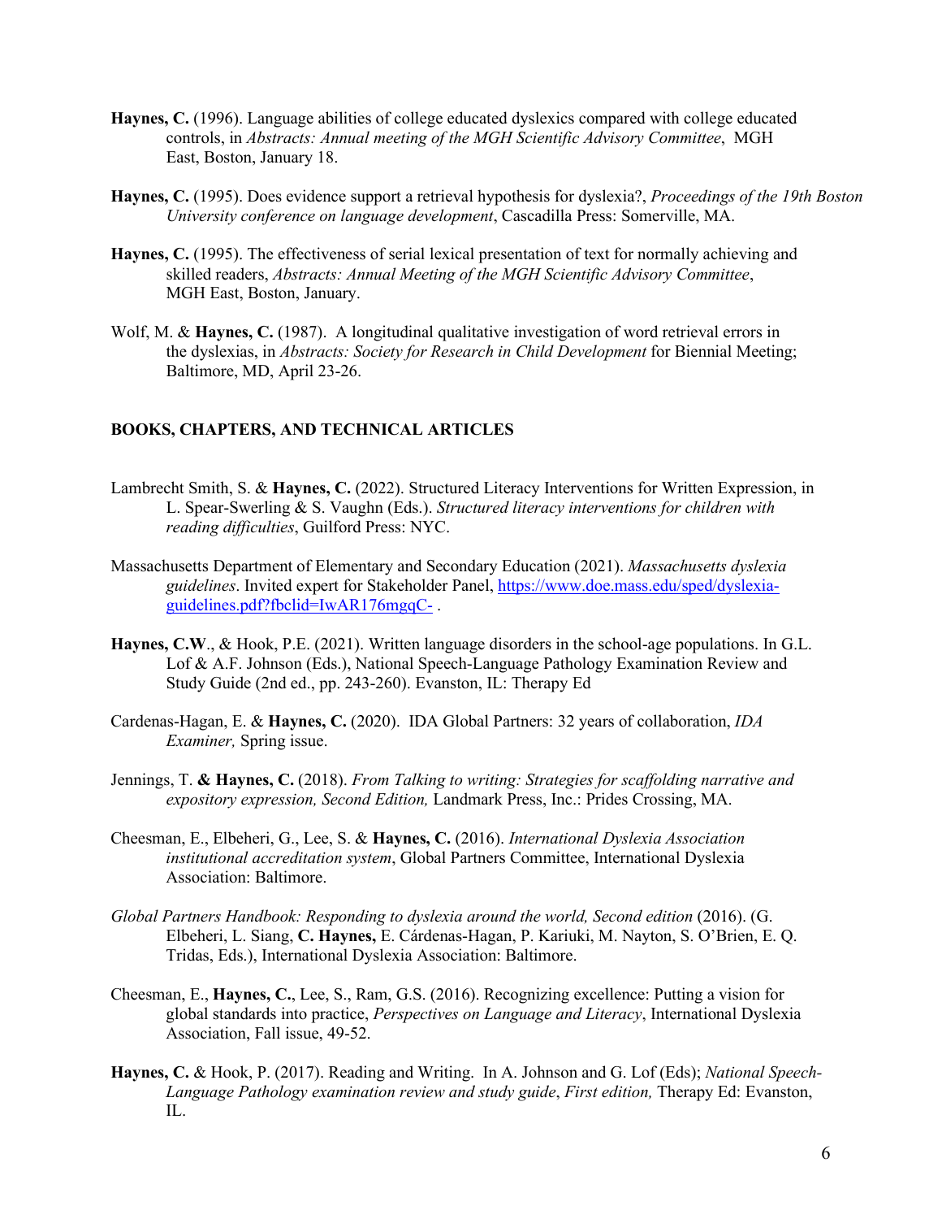**Haynes, C.** (1996). Language abilities of college educated dyslexics compared with college educated controls, in *Abstracts: Annual meeting of the MGH Scientific Advisory Committee*, MGH East, Boston, January 18.

**Haynes, C.** (1995). Does evidence support a retrieval hypothesis for dyslexia?, *Proceedings of the 19th Boston University conference on language development*, Cascadilla Press: Somerville, MA.

**Haynes, C.** (1995). The effectiveness of serial lexical presentation of text for normally achieving and skilled readers, *Abstracts: Annual Meeting of the MGH Scientific Advisory Committee*, MGH East, Boston, January.

Wolf, M. & **Haynes, C.** (1987). A longitudinal qualitative investigation of word retrieval errors in the dyslexias, in *Abstracts: Society for Research in Child Development* for Biennial Meeting; Baltimore, MD, April 23-26.

## BOOKS, CHAPTERS, AND TECHNICAL ARTICLES

Lambrecht Smith, S. & **Haynes, C.** (2022). Structured Literacy Interventions for Written Expression, in L. Spear-Swerling & S. Vaughn (Eds.). *Structured literacy interventions for children with reading difficulties*, Guilford Press: NYC.

Massachusetts Department of Elementary and Secondary Education (2021). *Massachusetts dyslexia guidelines*. Invited expert for Stakeholder Panel, https://www.doe.mass.edu/sped/dyslexia-guidelines.pdf?fbclid=IwAR176mgqC- .

**Haynes, C.W**., & Hook, P.E. (2021). Written language disorders in the school-age populations. In G.L. Lof & A.F. Johnson (Eds.), National Speech-Language Pathology Examination Review and Study Guide (2nd ed., pp. 243-260). Evanston, IL: Therapy Ed

Cardenas-Hagan, E. & **Haynes, C.** (2020). IDA Global Partners: 32 years of collaboration, *IDA Examiner,* Spring issue.

Jennings, T. **& Haynes, C.** (2018). *From Talking to writing: Strategies for scaffolding narrative and expository expression, Second Edition,* Landmark Press, Inc.: Prides Crossing, MA.

Cheesman, E., Elbeheri, G., Lee, S. & **Haynes, C.** (2016). *International Dyslexia Association institutional accreditation system*, Global Partners Committee, International Dyslexia Association: Baltimore.

*Global Partners Handbook: Responding to dyslexia around the world, Second edition* (2016). (G. Elbeheri, L. Siang, **C. Haynes,** E. Cárdenas-Hagan, P. Kariuki, M. Nayton, S. O'Brien, E. Q. Tridas, Eds.), International Dyslexia Association: Baltimore.

Cheesman, E., **Haynes, C.**, Lee, S., Ram, G.S. (2016). Recognizing excellence: Putting a vision for global standards into practice, *Perspectives on Language and Literacy*, International Dyslexia Association, Fall issue, 49-52.

**Haynes, C.** & Hook, P. (2017). Reading and Writing. In A. Johnson and G. Lof (Eds); *National Speech-Language Pathology examination review and study guide*, *First edition,* Therapy Ed: Evanston, IL.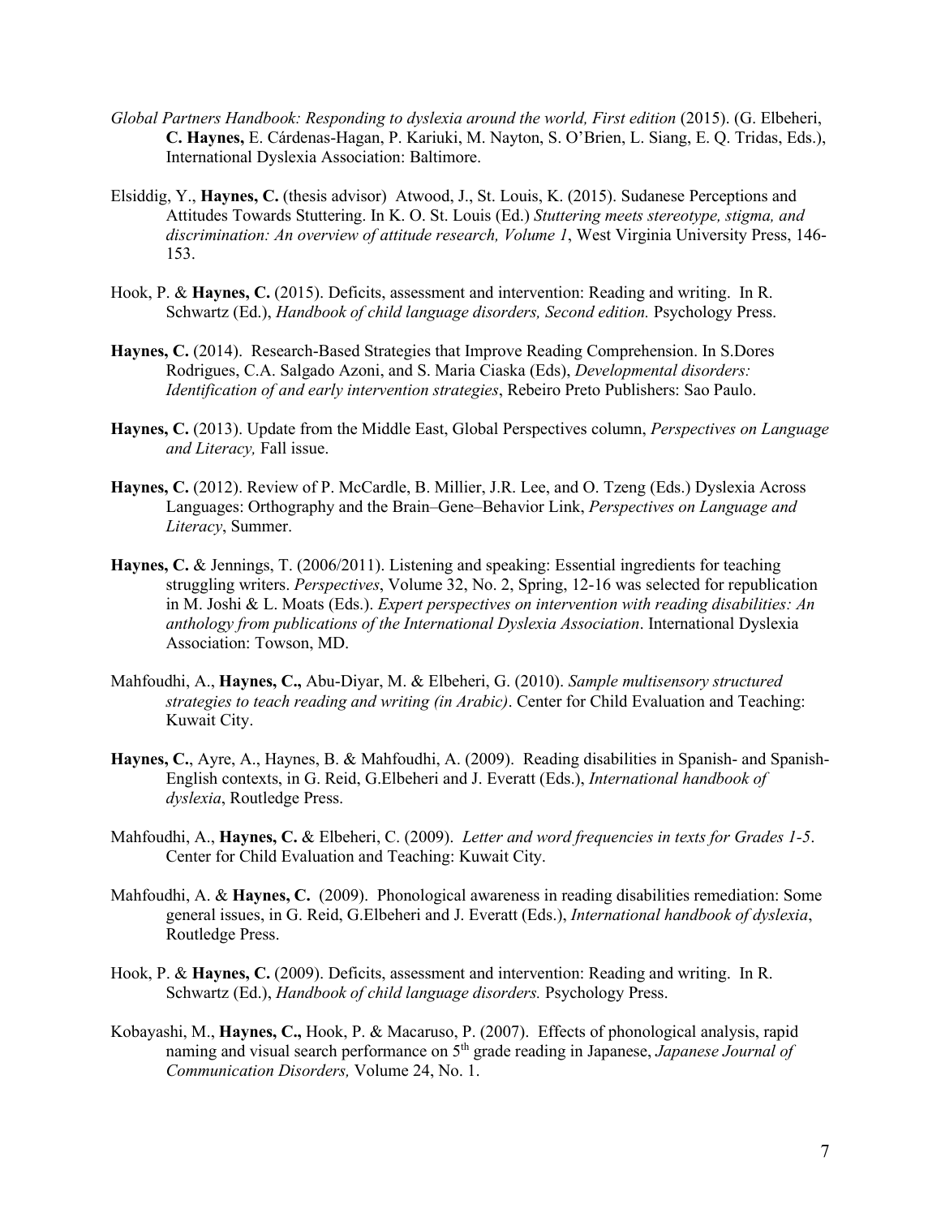*Global Partners Handbook: Responding to dyslexia around the world, First edition* (2015). (G. Elbeheri, **C. Haynes,** E. Cárdenas-Hagan, P. Kariuki, M. Nayton, S. O'Brien, L. Siang, E. Q. Tridas, Eds.), International Dyslexia Association: Baltimore.

Elsiddig, Y., **Haynes, C.** (thesis advisor) Atwood, J., St. Louis, K. (2015). Sudanese Perceptions and Attitudes Towards Stuttering. In K. O. St. Louis (Ed.) *Stuttering meets stereotype, stigma, and discrimination: An overview of attitude research, Volume 1*, West Virginia University Press, 146-153.

Hook, P. & **Haynes, C.** (2015). Deficits, assessment and intervention: Reading and writing. In R. Schwartz (Ed.), *Handbook of child language disorders, Second edition.* Psychology Press.

**Haynes, C.** (2014). Research-Based Strategies that Improve Reading Comprehension. In S.Dores Rodrigues, C.A. Salgado Azoni, and S. Maria Ciaska (Eds), *Developmental disorders: Identification of and early intervention strategies*, Rebeiro Preto Publishers: Sao Paulo.

**Haynes, C.** (2013). Update from the Middle East, Global Perspectives column, *Perspectives on Language and Literacy,* Fall issue.

**Haynes, C.** (2012). Review of P. McCardle, B. Millier, J.R. Lee, and O. Tzeng (Eds.) Dyslexia Across Languages: Orthography and the Brain–Gene–Behavior Link, *Perspectives on Language and Literacy*, Summer.

**Haynes, C.** & Jennings, T. (2006/2011). Listening and speaking: Essential ingredients for teaching struggling writers. *Perspectives*, Volume 32, No. 2, Spring, 12-16 was selected for republication in M. Joshi & L. Moats (Eds.). *Expert perspectives on intervention with reading disabilities: An anthology from publications of the International Dyslexia Association*. International Dyslexia Association: Towson, MD.

Mahfoudhi, A., **Haynes, C.,** Abu-Diyar, M. & Elbeheri, G. (2010). *Sample multisensory structured strategies to teach reading and writing (in Arabic)*. Center for Child Evaluation and Teaching: Kuwait City.

**Haynes, C.**, Ayre, A., Haynes, B. & Mahfoudhi, A. (2009). Reading disabilities in Spanish- and Spanish-English contexts, in G. Reid, G.Elbeheri and J. Everatt (Eds.), *International handbook of dyslexia*, Routledge Press.

Mahfoudhi, A., **Haynes, C.** & Elbeheri, C. (2009). *Letter and word frequencies in texts for Grades 1-5*. Center for Child Evaluation and Teaching: Kuwait City.

Mahfoudhi, A. & **Haynes, C.** (2009). Phonological awareness in reading disabilities remediation: Some general issues, in G. Reid, G.Elbeheri and J. Everatt (Eds.), *International handbook of dyslexia*, Routledge Press.

Hook, P. & **Haynes, C.** (2009). Deficits, assessment and intervention: Reading and writing. In R. Schwartz (Ed.), *Handbook of child language disorders.* Psychology Press.

Kobayashi, M., **Haynes, C.,** Hook, P. & Macaruso, P. (2007). Effects of phonological analysis, rapid naming and visual search performance on 5th grade reading in Japanese, *Japanese Journal of Communication Disorders,* Volume 24, No. 1.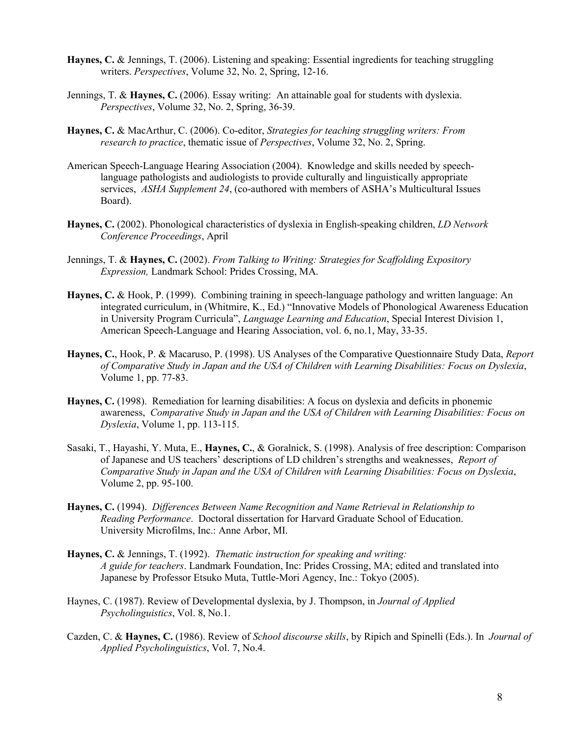**Haynes, C.** & Jennings, T. (2006). Listening and speaking: Essential ingredients for teaching struggling writers. *Perspectives*, Volume 32, No. 2, Spring, 12-16.

Jennings, T. & **Haynes, C.** (2006). Essay writing: An attainable goal for students with dyslexia. *Perspectives*, Volume 32, No. 2, Spring, 36-39.

**Haynes, C.** & MacArthur, C. (2006). Co-editor, *Strategies for teaching struggling writers: From research to practice*, thematic issue of *Perspectives*, Volume 32, No. 2, Spring.

American Speech-Language Hearing Association (2004). Knowledge and skills needed by speech-language pathologists and audiologists to provide culturally and linguistically appropriate services, *ASHA Supplement 24*, (co-authored with members of ASHA's Multicultural Issues Board).

**Haynes, C.** (2002). Phonological characteristics of dyslexia in English-speaking children, *LD Network Conference Proceedings*, April

Jennings, T. & **Haynes, C.** (2002). *From Talking to Writing: Strategies for Scaffolding Expository Expression,* Landmark School: Prides Crossing, MA.

**Haynes, C.** & Hook, P. (1999). Combining training in speech-language pathology and written language: An integrated curriculum, in (Whitmire, K., Ed.) "Innovative Models of Phonological Awareness Education in University Program Curricula", *Language Learning and Education*, Special Interest Division 1, American Speech-Language and Hearing Association, vol. 6, no.1, May, 33-35.

**Haynes, C.**, Hook, P. & Macaruso, P. (1998). US Analyses of the Comparative Questionnaire Study Data, *Report of Comparative Study in Japan and the USA of Children with Learning Disabilities: Focus on Dyslexia*, Volume 1, pp. 77-83.

**Haynes, C.** (1998). Remediation for learning disabilities: A focus on dyslexia and deficits in phonemic awareness, *Comparative Study in Japan and the USA of Children with Learning Disabilities: Focus on Dyslexia*, Volume 1, pp. 113-115.

Sasaki, T., Hayashi, Y. Muta, E., **Haynes, C.**, & Goralnick, S. (1998). Analysis of free description: Comparison of Japanese and US teachers' descriptions of LD children's strengths and weaknesses, *Report of Comparative Study in Japan and the USA of Children with Learning Disabilities: Focus on Dyslexia*, Volume 2, pp. 95-100.

**Haynes, C.** (1994). *Differences Between Name Recognition and Name Retrieval in Relationship to Reading Performance*. Doctoral dissertation for Harvard Graduate School of Education. University Microfilms, Inc.: Anne Arbor, MI.

**Haynes, C.** & Jennings, T. (1992). *Thematic instruction for speaking and writing: A guide for teachers*. Landmark Foundation, Inc: Prides Crossing, MA; edited and translated into Japanese by Professor Etsuko Muta, Tuttle-Mori Agency, Inc.: Tokyo (2005).

Haynes, C. (1987). Review of Developmental dyslexia, by J. Thompson, in *Journal of Applied Psycholinguistics*, Vol. 8, No.1.

Cazden, C. & **Haynes, C.** (1986). Review of *School discourse skills*, by Ripich and Spinelli (Eds.). In *Journal of Applied Psycholinguistics*, Vol. 7, No.4.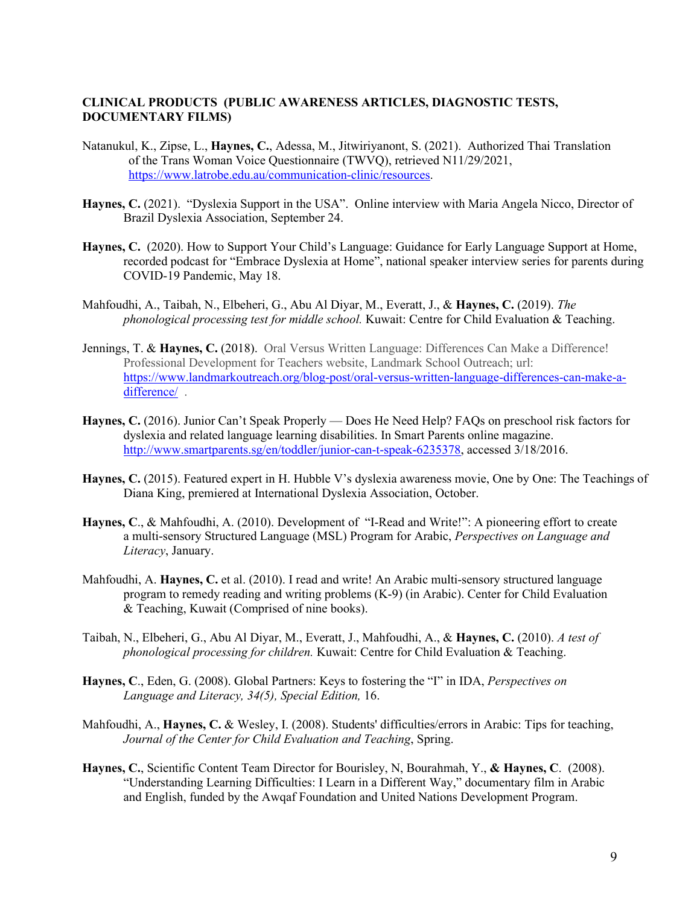**CLINICAL PRODUCTS (PUBLIC AWARENESS ARTICLES, DIAGNOSTIC TESTS, DOCUMENTARY FILMS)**

Natanukul, K., Zipse, L., **Haynes, C.**, Adessa, M., Jitwiriyanont, S. (2021). Authorized Thai Translation of the Trans Woman Voice Questionnaire (TWVQ), retrieved N11/29/2021, https://www.latrobe.edu.au/communication-clinic/resources.

**Haynes, C.** (2021). "Dyslexia Support in the USA". Online interview with Maria Angela Nicco, Director of Brazil Dyslexia Association, September 24.

**Haynes, C.** (2020). How to Support Your Child's Language: Guidance for Early Language Support at Home, recorded podcast for "Embrace Dyslexia at Home", national speaker interview series for parents during COVID-19 Pandemic, May 18.

Mahfoudhi, A., Taibah, N., Elbeheri, G., Abu Al Diyar, M., Everatt, J., & **Haynes, C.** (2019). *The phonological processing test for middle school.* Kuwait: Centre for Child Evaluation & Teaching.

Jennings, T. & **Haynes, C.** (2018). Oral Versus Written Language: Differences Can Make a Difference! Professional Development for Teachers website, Landmark School Outreach; url: https://www.landmarkoutreach.org/blog-post/oral-versus-written-language-differences-can-make-a-difference/ .

**Haynes, C.** (2016). Junior Can't Speak Properly — Does He Need Help? FAQs on preschool risk factors for dyslexia and related language learning disabilities. In Smart Parents online magazine. http://www.smartparents.sg/en/toddler/junior-can-t-speak-6235378, accessed 3/18/2016.

**Haynes, C.** (2015). Featured expert in H. Hubble V's dyslexia awareness movie, One by One: The Teachings of Diana King, premiered at International Dyslexia Association, October.

**Haynes, C**., & Mahfoudhi, A. (2010). Development of "I-Read and Write!": A pioneering effort to create a multi-sensory Structured Language (MSL) Program for Arabic, *Perspectives on Language and Literacy*, January.

Mahfoudhi, A. **Haynes, C.** et al. (2010). I read and write! An Arabic multi-sensory structured language program to remedy reading and writing problems (K-9) (in Arabic). Center for Child Evaluation & Teaching, Kuwait (Comprised of nine books).

Taibah, N., Elbeheri, G., Abu Al Diyar, M., Everatt, J., Mahfoudhi, A., & **Haynes, C.** (2010). *A test of phonological processing for children.* Kuwait: Centre for Child Evaluation & Teaching.

**Haynes, C**., Eden, G. (2008). Global Partners: Keys to fostering the "I" in IDA, *Perspectives on Language and Literacy, 34(5), Special Edition,* 16.

Mahfoudhi, A., **Haynes, C.** & Wesley, I. (2008). Students' difficulties/errors in Arabic: Tips for teaching, *Journal of the Center for Child Evaluation and Teaching*, Spring.

**Haynes, C.**, Scientific Content Team Director for Bourisley, N, Bourahmah, Y., **& Haynes, C**. (2008). "Understanding Learning Difficulties: I Learn in a Different Way," documentary film in Arabic and English, funded by the Awqaf Foundation and United Nations Development Program.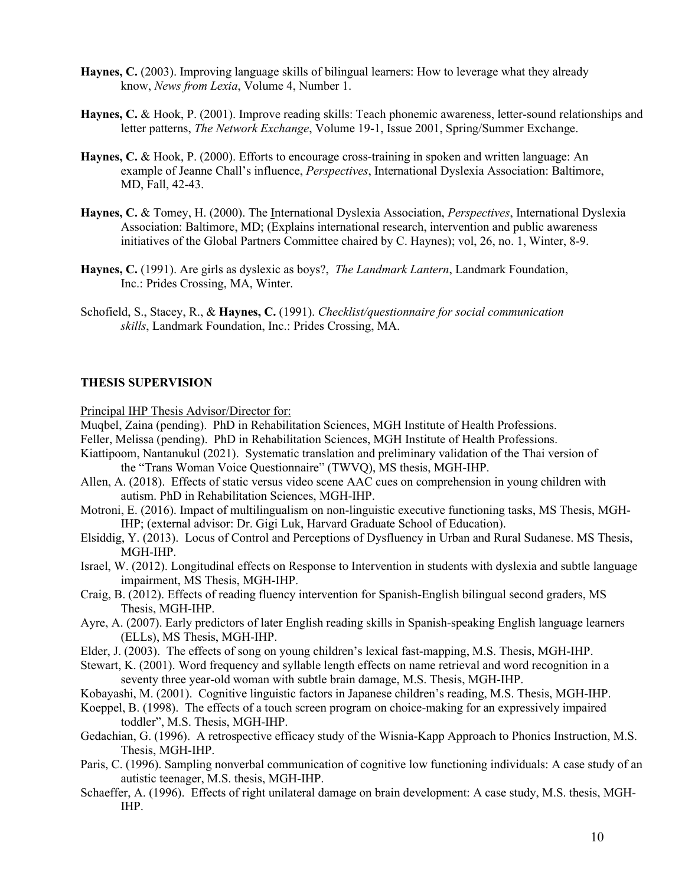**Haynes, C.** (2003). Improving language skills of bilingual learners: How to leverage what they already know, *News from Lexia*, Volume 4, Number 1.

**Haynes, C.** & Hook, P. (2001). Improve reading skills: Teach phonemic awareness, letter-sound relationships and letter patterns, *The Network Exchange*, Volume 19-1, Issue 2001, Spring/Summer Exchange.

**Haynes, C.** & Hook, P. (2000). Efforts to encourage cross-training in spoken and written language: An example of Jeanne Chall's influence, *Perspectives*, International Dyslexia Association: Baltimore, MD, Fall, 42-43.

**Haynes, C.** & Tomey, H. (2000). The International Dyslexia Association, *Perspectives*, International Dyslexia Association: Baltimore, MD; (Explains international research, intervention and public awareness initiatives of the Global Partners Committee chaired by C. Haynes); vol, 26, no. 1, Winter, 8-9.

**Haynes, C.** (1991). Are girls as dyslexic as boys?, *The Landmark Lantern*, Landmark Foundation, Inc.: Prides Crossing, MA, Winter.

Schofield, S., Stacey, R., & **Haynes, C.** (1991). *Checklist/questionnaire for social communication skills*, Landmark Foundation, Inc.: Prides Crossing, MA.

## THESIS SUPERVISION

Principal IHP Thesis Advisor/Director for:

Muqbel, Zaina (pending). PhD in Rehabilitation Sciences, MGH Institute of Health Professions.

Feller, Melissa (pending). PhD in Rehabilitation Sciences, MGH Institute of Health Professions.

Kiattipoom, Nantanukul (2021). Systematic translation and preliminary validation of the Thai version of the "Trans Woman Voice Questionnaire" (TWVQ), MS thesis, MGH-IHP.

Allen, A. (2018). Effects of static versus video scene AAC cues on comprehension in young children with autism. PhD in Rehabilitation Sciences, MGH-IHP.

Motroni, E. (2016). Impact of multilingualism on non-linguistic executive functioning tasks, MS Thesis, MGH-IHP; (external advisor: Dr. Gigi Luk, Harvard Graduate School of Education).

Elsiddig, Y. (2013). Locus of Control and Perceptions of Dysfluency in Urban and Rural Sudanese. MS Thesis, MGH-IHP.

Israel, W. (2012). Longitudinal effects on Response to Intervention in students with dyslexia and subtle language impairment, MS Thesis, MGH-IHP.

Craig, B. (2012). Effects of reading fluency intervention for Spanish-English bilingual second graders, MS Thesis, MGH-IHP.

Ayre, A. (2007). Early predictors of later English reading skills in Spanish-speaking English language learners (ELLs), MS Thesis, MGH-IHP.

Elder, J. (2003). The effects of song on young children's lexical fast-mapping, M.S. Thesis, MGH-IHP.

Stewart, K. (2001). Word frequency and syllable length effects on name retrieval and word recognition in a seventy three year-old woman with subtle brain damage, M.S. Thesis, MGH-IHP.

Kobayashi, M. (2001). Cognitive linguistic factors in Japanese children's reading, M.S. Thesis, MGH-IHP.

Koeppel, B. (1998). The effects of a touch screen program on choice-making for an expressively impaired toddler", M.S. Thesis, MGH-IHP.

Gedachian, G. (1996). A retrospective efficacy study of the Wisnia-Kapp Approach to Phonics Instruction, M.S. Thesis, MGH-IHP.

Paris, C. (1996). Sampling nonverbal communication of cognitive low functioning individuals: A case study of an autistic teenager, M.S. thesis, MGH-IHP.

Schaeffer, A. (1996). Effects of right unilateral damage on brain development: A case study, M.S. thesis, MGH-IHP.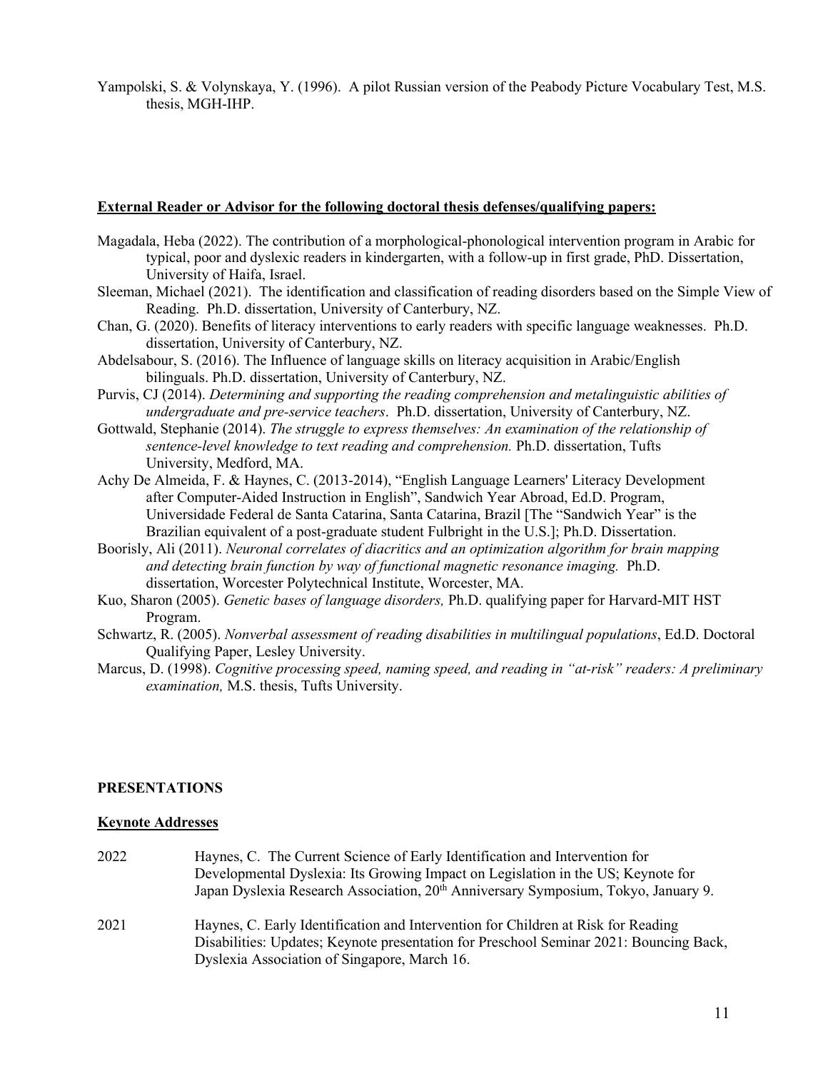Yampolski, S. & Volynskaya, Y. (1996). A pilot Russian version of the Peabody Picture Vocabulary Test, M.S. thesis, MGH-IHP.

**External Reader or Advisor for the following doctoral thesis defenses/qualifying papers:**

Magadala, Heba (2022). The contribution of a morphological-phonological intervention program in Arabic for typical, poor and dyslexic readers in kindergarten, with a follow-up in first grade, PhD. Dissertation, University of Haifa, Israel.

Sleeman, Michael (2021). The identification and classification of reading disorders based on the Simple View of Reading. Ph.D. dissertation, University of Canterbury, NZ.

Chan, G. (2020). Benefits of literacy interventions to early readers with specific language weaknesses. Ph.D. dissertation, University of Canterbury, NZ.

Abdelsabour, S. (2016). The Influence of language skills on literacy acquisition in Arabic/English bilinguals. Ph.D. dissertation, University of Canterbury, NZ.

Purvis, CJ (2014). *Determining and supporting the reading comprehension and metalinguistic abilities of undergraduate and pre-service teachers*. Ph.D. dissertation, University of Canterbury, NZ.

Gottwald, Stephanie (2014). *The struggle to express themselves: An examination of the relationship of sentence-level knowledge to text reading and comprehension.* Ph.D. dissertation, Tufts University, Medford, MA.

Achy De Almeida, F. & Haynes, C. (2013-2014), "English Language Learners' Literacy Development after Computer-Aided Instruction in English", Sandwich Year Abroad, Ed.D. Program, Universidade Federal de Santa Catarina, Santa Catarina, Brazil [The "Sandwich Year" is the Brazilian equivalent of a post-graduate student Fulbright in the U.S.]; Ph.D. Dissertation.

Boorisly, Ali (2011). *Neuronal correlates of diacritics and an optimization algorithm for brain mapping and detecting brain function by way of functional magnetic resonance imaging.* Ph.D. dissertation, Worcester Polytechnical Institute, Worcester, MA.

Kuo, Sharon (2005). *Genetic bases of language disorders,* Ph.D. qualifying paper for Harvard-MIT HST Program.

Schwartz, R. (2005). *Nonverbal assessment of reading disabilities in multilingual populations*, Ed.D. Doctoral Qualifying Paper, Lesley University.

Marcus, D. (1998). *Cognitive processing speed, naming speed, and reading in "at-risk" readers: A preliminary examination,* M.S. thesis, Tufts University.

**PRESENTATIONS**

**Keynote Addresses**

2022 Haynes, C. The Current Science of Early Identification and Intervention for Developmental Dyslexia: Its Growing Impact on Legislation in the US; Keynote for Japan Dyslexia Research Association, 20th Anniversary Symposium, Tokyo, January 9.

2021 Haynes, C. Early Identification and Intervention for Children at Risk for Reading Disabilities: Updates; Keynote presentation for Preschool Seminar 2021: Bouncing Back, Dyslexia Association of Singapore, March 16.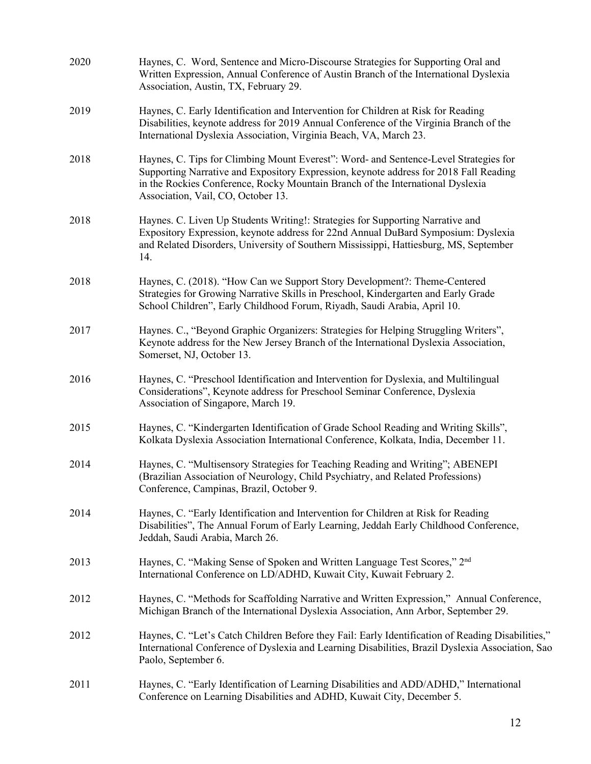2020 Haynes, C. Word, Sentence and Micro-Discourse Strategies for Supporting Oral and Written Expression, Annual Conference of Austin Branch of the International Dyslexia Association, Austin, TX, February 29.

2019 Haynes, C. Early Identification and Intervention for Children at Risk for Reading Disabilities, keynote address for 2019 Annual Conference of the Virginia Branch of the International Dyslexia Association, Virginia Beach, VA, March 23.

2018 Haynes, C. Tips for Climbing Mount Everest": Word- and Sentence-Level Strategies for Supporting Narrative and Expository Expression, keynote address for 2018 Fall Reading in the Rockies Conference, Rocky Mountain Branch of the International Dyslexia Association, Vail, CO, October 13.

2018 Haynes. C. Liven Up Students Writing!: Strategies for Supporting Narrative and Expository Expression, keynote address for 22nd Annual DuBard Symposium: Dyslexia and Related Disorders, University of Southern Mississippi, Hattiesburg, MS, September 14.

2018 Haynes, C. (2018). "How Can we Support Story Development?: Theme-Centered Strategies for Growing Narrative Skills in Preschool, Kindergarten and Early Grade School Children", Early Childhood Forum, Riyadh, Saudi Arabia, April 10.

2017 Haynes. C., "Beyond Graphic Organizers: Strategies for Helping Struggling Writers", Keynote address for the New Jersey Branch of the International Dyslexia Association, Somerset, NJ, October 13.

2016 Haynes, C. "Preschool Identification and Intervention for Dyslexia, and Multilingual Considerations", Keynote address for Preschool Seminar Conference, Dyslexia Association of Singapore, March 19.

2015 Haynes, C. "Kindergarten Identification of Grade School Reading and Writing Skills", Kolkata Dyslexia Association International Conference, Kolkata, India, December 11.

2014 Haynes, C. "Multisensory Strategies for Teaching Reading and Writing"; ABENEPI (Brazilian Association of Neurology, Child Psychiatry, and Related Professions) Conference, Campinas, Brazil, October 9.

2014 Haynes, C. "Early Identification and Intervention for Children at Risk for Reading Disabilities", The Annual Forum of Early Learning, Jeddah Early Childhood Conference, Jeddah, Saudi Arabia, March 26.

2013 Haynes, C. "Making Sense of Spoken and Written Language Test Scores," 2nd International Conference on LD/ADHD, Kuwait City, Kuwait February 2.

2012 Haynes, C. "Methods for Scaffolding Narrative and Written Expression," Annual Conference, Michigan Branch of the International Dyslexia Association, Ann Arbor, September 29.

2012 Haynes, C. "Let's Catch Children Before they Fail: Early Identification of Reading Disabilities," International Conference of Dyslexia and Learning Disabilities, Brazil Dyslexia Association, Sao Paolo, September 6.

2011 Haynes, C. "Early Identification of Learning Disabilities and ADD/ADHD," International Conference on Learning Disabilities and ADHD, Kuwait City, December 5.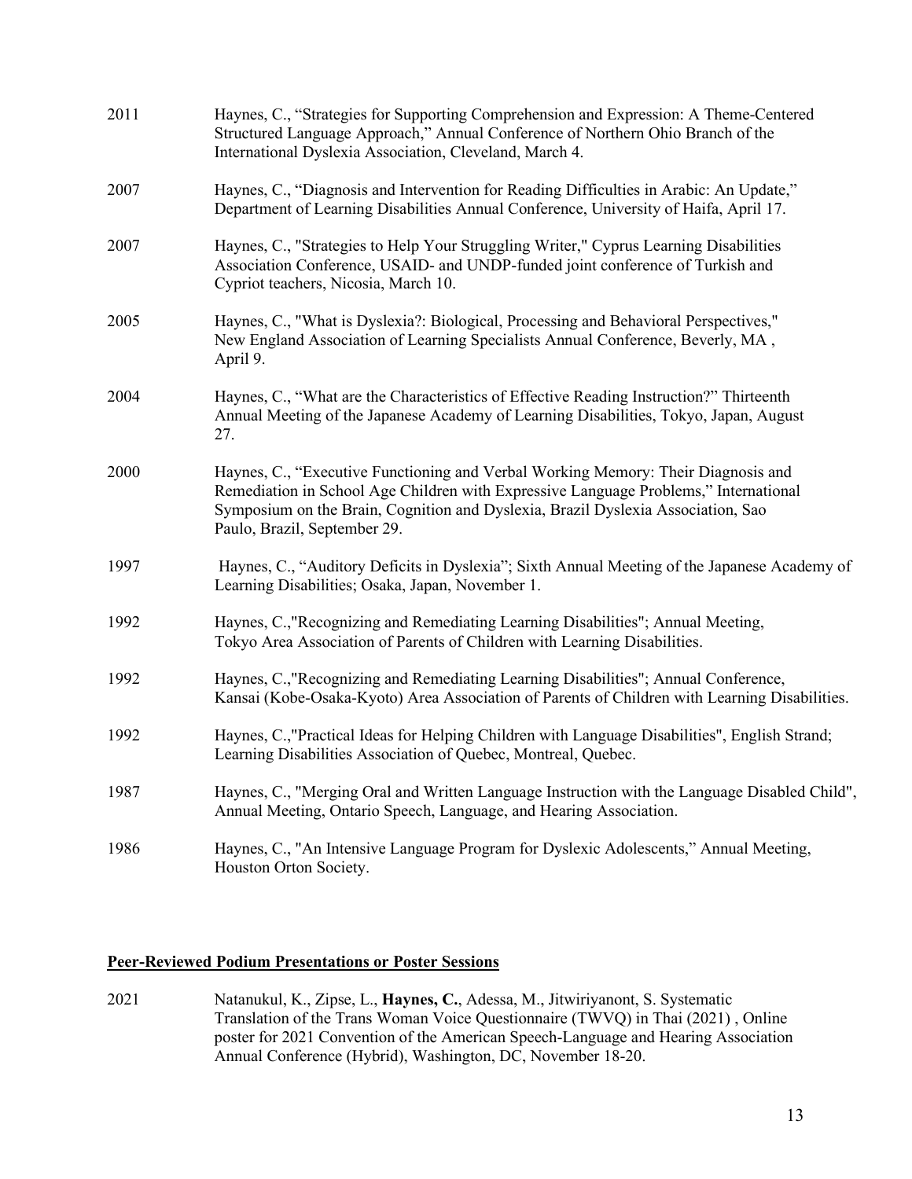2011 Haynes, C., “Strategies for Supporting Comprehension and Expression: A Theme-Centered Structured Language Approach,” Annual Conference of Northern Ohio Branch of the International Dyslexia Association, Cleveland, March 4.

2007 Haynes, C., “Diagnosis and Intervention for Reading Difficulties in Arabic: An Update,” Department of Learning Disabilities Annual Conference, University of Haifa, April 17.

2007 Haynes, C., "Strategies to Help Your Struggling Writer," Cyprus Learning Disabilities Association Conference, USAID- and UNDP-funded joint conference of Turkish and Cypriot teachers, Nicosia, March 10.

2005 Haynes, C., "What is Dyslexia?: Biological, Processing and Behavioral Perspectives," New England Association of Learning Specialists Annual Conference, Beverly, MA , April 9.

2004 Haynes, C., “What are the Characteristics of Effective Reading Instruction?” Thirteenth Annual Meeting of the Japanese Academy of Learning Disabilities, Tokyo, Japan, August 27.

2000 Haynes, C., “Executive Functioning and Verbal Working Memory: Their Diagnosis and Remediation in School Age Children with Expressive Language Problems,” International Symposium on the Brain, Cognition and Dyslexia, Brazil Dyslexia Association, Sao Paulo, Brazil, September 29.

1997 Haynes, C., “Auditory Deficits in Dyslexia”; Sixth Annual Meeting of the Japanese Academy of Learning Disabilities; Osaka, Japan, November 1.

1992 Haynes, C.,"Recognizing and Remediating Learning Disabilities"; Annual Meeting, Tokyo Area Association of Parents of Children with Learning Disabilities.

1992 Haynes, C.,"Recognizing and Remediating Learning Disabilities"; Annual Conference, Kansai (Kobe-Osaka-Kyoto) Area Association of Parents of Children with Learning Disabilities.

1992 Haynes, C.,"Practical Ideas for Helping Children with Language Disabilities", English Strand; Learning Disabilities Association of Quebec, Montreal, Quebec.

1987 Haynes, C., "Merging Oral and Written Language Instruction with the Language Disabled Child", Annual Meeting, Ontario Speech, Language, and Hearing Association.

1986 Haynes, C., "An Intensive Language Program for Dyslexic Adolescents," Annual Meeting, Houston Orton Society.

**Peer-Reviewed Podium Presentations or Poster Sessions**

2021 Natanukul, K., Zipse, L., **Haynes, C.**, Adessa, M., Jitwiriyanont, S. Systematic Translation of the Trans Woman Voice Questionnaire (TWVQ) in Thai (2021) , Online poster for 2021 Convention of the American Speech-Language and Hearing Association Annual Conference (Hybrid), Washington, DC, November 18-20.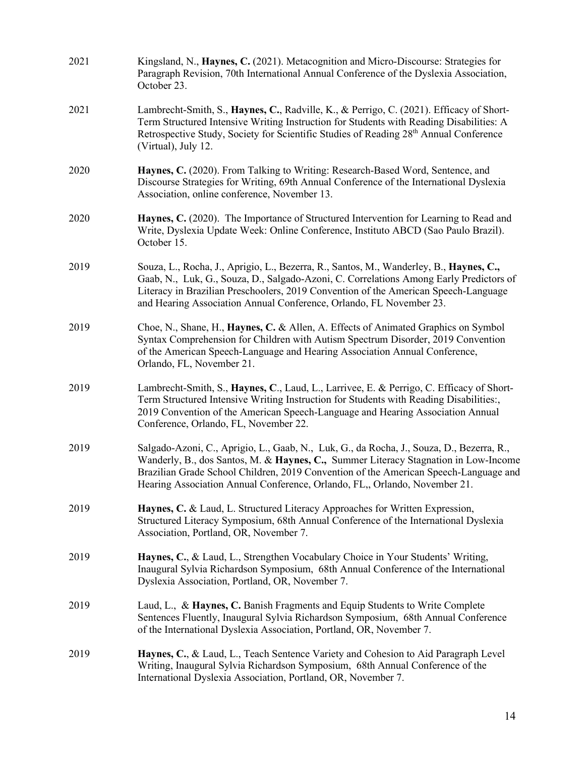2021 Kingsland, N., **Haynes, C.** (2021). Metacognition and Micro-Discourse: Strategies for Paragraph Revision, 70th International Annual Conference of the Dyslexia Association, October 23.

2021 Lambrecht-Smith, S., **Haynes, C.**, Radville, K., & Perrigo, C. (2021). Efficacy of Short-Term Structured Intensive Writing Instruction for Students with Reading Disabilities: A Retrospective Study, Society for Scientific Studies of Reading 28th Annual Conference (Virtual), July 12.

2020 **Haynes, C.** (2020). From Talking to Writing: Research-Based Word, Sentence, and Discourse Strategies for Writing, 69th Annual Conference of the International Dyslexia Association, online conference, November 13.

2020 **Haynes, C.** (2020). The Importance of Structured Intervention for Learning to Read and Write, Dyslexia Update Week: Online Conference, Instituto ABCD (Sao Paulo Brazil). October 15.

2019 Souza, L., Rocha, J., Aprigio, L., Bezerra, R., Santos, M., Wanderley, B., **Haynes, C.,** Gaab, N., Luk, G., Souza, D., Salgado-Azoni, C. Correlations Among Early Predictors of Literacy in Brazilian Preschoolers, 2019 Convention of the American Speech-Language and Hearing Association Annual Conference, Orlando, FL November 23.

2019 Choe, N., Shane, H., **Haynes, C.** & Allen, A. Effects of Animated Graphics on Symbol Syntax Comprehension for Children with Autism Spectrum Disorder, 2019 Convention of the American Speech-Language and Hearing Association Annual Conference, Orlando, FL, November 21.

2019 Lambrecht-Smith, S., **Haynes, C**., Laud, L., Larrivee, E. & Perrigo, C. Efficacy of Short-Term Structured Intensive Writing Instruction for Students with Reading Disabilities:, 2019 Convention of the American Speech-Language and Hearing Association Annual Conference, Orlando, FL, November 22.

2019 Salgado-Azoni, C., Aprigio, L., Gaab, N., Luk, G., da Rocha, J., Souza, D., Bezerra, R., Wanderly, B., dos Santos, M. & **Haynes, C.,** Summer Literacy Stagnation in Low-Income Brazilian Grade School Children, 2019 Convention of the American Speech-Language and Hearing Association Annual Conference, Orlando, FL,, Orlando, November 21.

2019 **Haynes, C.** & Laud, L. Structured Literacy Approaches for Written Expression, Structured Literacy Symposium, 68th Annual Conference of the International Dyslexia Association, Portland, OR, November 7.

2019 **Haynes, C.**, & Laud, L., Strengthen Vocabulary Choice in Your Students' Writing, Inaugural Sylvia Richardson Symposium, 68th Annual Conference of the International Dyslexia Association, Portland, OR, November 7.

2019 Laud, L., & **Haynes, C.** Banish Fragments and Equip Students to Write Complete Sentences Fluently, Inaugural Sylvia Richardson Symposium, 68th Annual Conference of the International Dyslexia Association, Portland, OR, November 7.

2019 **Haynes, C.**, & Laud, L., Teach Sentence Variety and Cohesion to Aid Paragraph Level Writing, Inaugural Sylvia Richardson Symposium, 68th Annual Conference of the International Dyslexia Association, Portland, OR, November 7.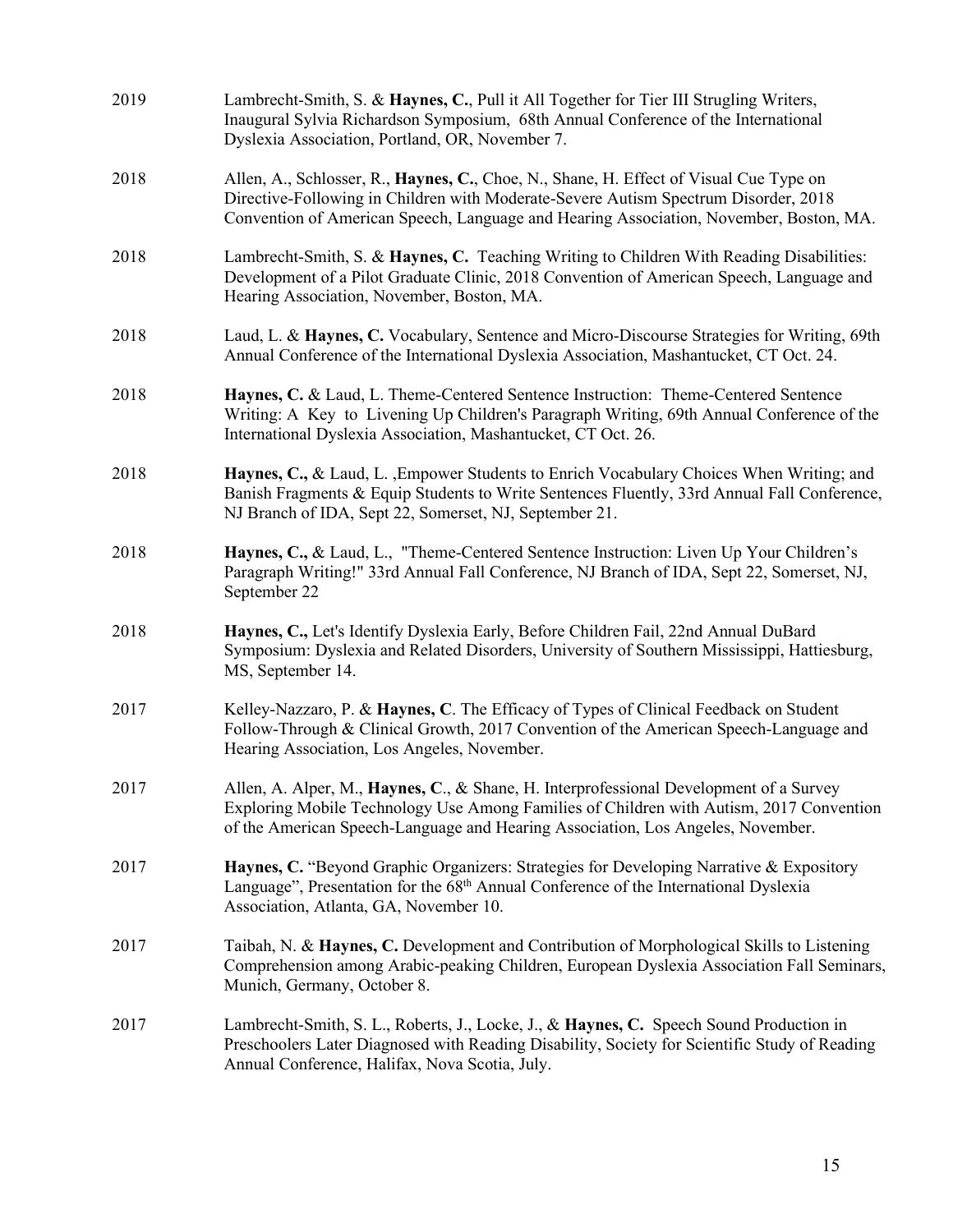2019 Lambrecht-Smith, S. & **Haynes, C.**, Pull it All Together for Tier III Strugling Writers, Inaugural Sylvia Richardson Symposium, 68th Annual Conference of the International Dyslexia Association, Portland, OR, November 7.

2018 Allen, A., Schlosser, R., **Haynes, C.**, Choe, N., Shane, H. Effect of Visual Cue Type on Directive-Following in Children with Moderate-Severe Autism Spectrum Disorder, 2018 Convention of American Speech, Language and Hearing Association, November, Boston, MA.

2018 Lambrecht-Smith, S. & **Haynes, C.** Teaching Writing to Children With Reading Disabilities: Development of a Pilot Graduate Clinic, 2018 Convention of American Speech, Language and Hearing Association, November, Boston, MA.

2018 Laud, L. & **Haynes, C.** Vocabulary, Sentence and Micro-Discourse Strategies for Writing, 69th Annual Conference of the International Dyslexia Association, Mashantucket, CT Oct. 24.

2018 **Haynes, C.** & Laud, L. Theme-Centered Sentence Instruction: Theme-Centered Sentence Writing: A Key to Livening Up Children's Paragraph Writing, 69th Annual Conference of the International Dyslexia Association, Mashantucket, CT Oct. 26.

2018 **Haynes, C.,** & Laud, L. ,Empower Students to Enrich Vocabulary Choices When Writing; and Banish Fragments & Equip Students to Write Sentences Fluently, 33rd Annual Fall Conference, NJ Branch of IDA, Sept 22, Somerset, NJ, September 21.

2018 **Haynes, C.,** & Laud, L., "Theme-Centered Sentence Instruction: Liven Up Your Children's Paragraph Writing!" 33rd Annual Fall Conference, NJ Branch of IDA, Sept 22, Somerset, NJ, September 22

2018 **Haynes, C.,** Let's Identify Dyslexia Early, Before Children Fail, 22nd Annual DuBard Symposium: Dyslexia and Related Disorders, University of Southern Mississippi, Hattiesburg, MS, September 14.

2017 Kelley-Nazzaro, P. & **Haynes, C**. The Efficacy of Types of Clinical Feedback on Student Follow-Through & Clinical Growth, 2017 Convention of the American Speech-Language and Hearing Association, Los Angeles, November.

2017 Allen, A. Alper, M., **Haynes, C**., & Shane, H. Interprofessional Development of a Survey Exploring Mobile Technology Use Among Families of Children with Autism, 2017 Convention of the American Speech-Language and Hearing Association, Los Angeles, November.

2017 **Haynes, C.** "Beyond Graphic Organizers: Strategies for Developing Narrative & Expository Language", Presentation for the 68th Annual Conference of the International Dyslexia Association, Atlanta, GA, November 10.

2017 Taibah, N. & **Haynes, C.** Development and Contribution of Morphological Skills to Listening Comprehension among Arabic-peaking Children, European Dyslexia Association Fall Seminars, Munich, Germany, October 8.

2017 Lambrecht-Smith, S. L., Roberts, J., Locke, J., & **Haynes, C.** Speech Sound Production in Preschoolers Later Diagnosed with Reading Disability, Society for Scientific Study of Reading Annual Conference, Halifax, Nova Scotia, July.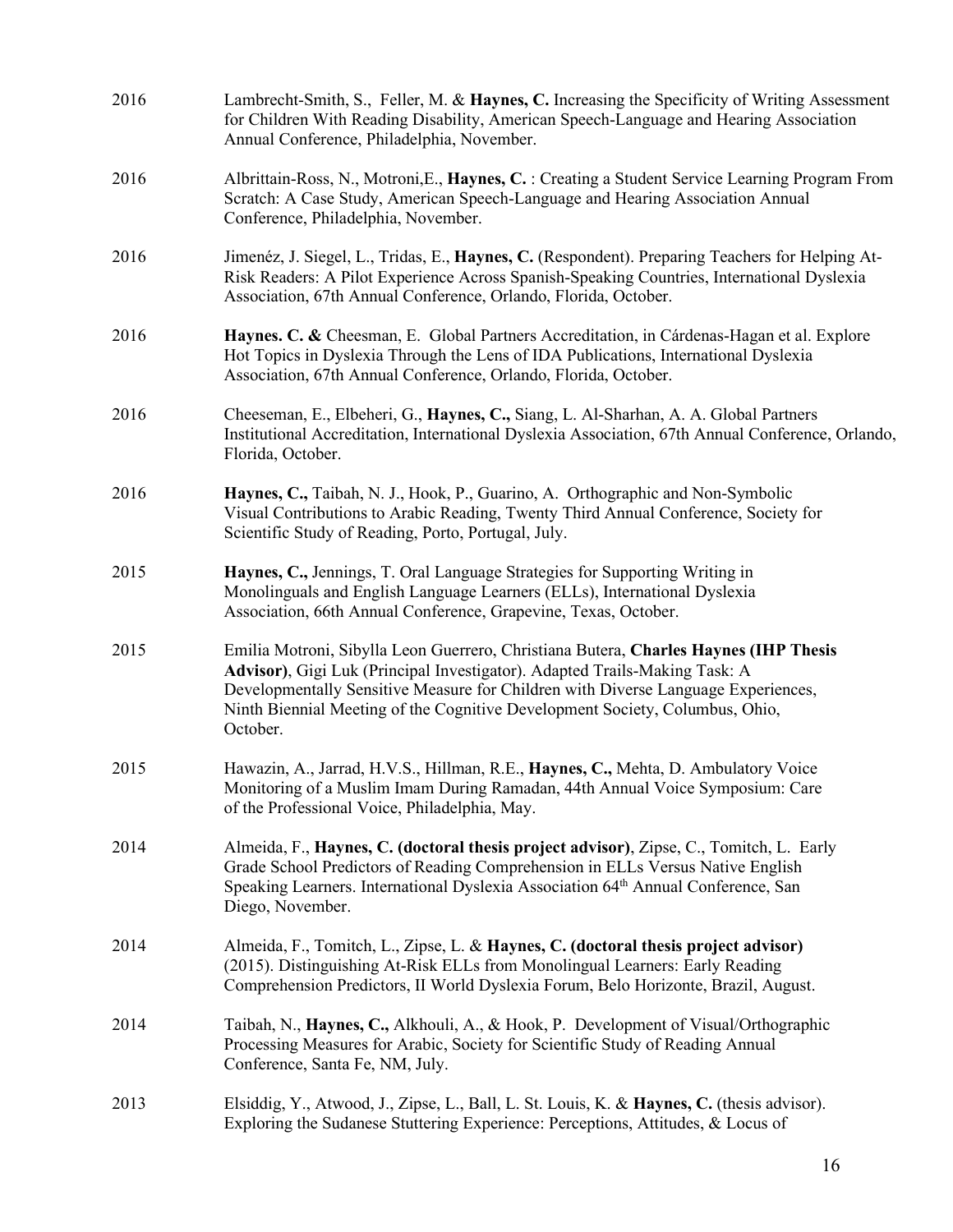2016 Lambrecht-Smith, S., Feller, M. & **Haynes, C.** Increasing the Specificity of Writing Assessment for Children With Reading Disability, American Speech-Language and Hearing Association Annual Conference, Philadelphia, November.

2016 Albrittain-Ross, N., Motroni,E., **Haynes, C.** : Creating a Student Service Learning Program From Scratch: A Case Study, American Speech-Language and Hearing Association Annual Conference, Philadelphia, November.

2016 Jimenéz, J. Siegel, L., Tridas, E., **Haynes, C.** (Respondent). Preparing Teachers for Helping At-Risk Readers: A Pilot Experience Across Spanish-Speaking Countries, International Dyslexia Association, 67th Annual Conference, Orlando, Florida, October.

2016 **Haynes. C. &** Cheesman, E. Global Partners Accreditation, in Cárdenas-Hagan et al. Explore Hot Topics in Dyslexia Through the Lens of IDA Publications, International Dyslexia Association, 67th Annual Conference, Orlando, Florida, October.

2016 Cheeseman, E., Elbeheri, G., **Haynes, C.,** Siang, L. Al-Sharhan, A. A. Global Partners Institutional Accreditation, International Dyslexia Association, 67th Annual Conference, Orlando, Florida, October.

2016 **Haynes, C.,** Taibah, N. J., Hook, P., Guarino, A. Orthographic and Non-Symbolic Visual Contributions to Arabic Reading, Twenty Third Annual Conference, Society for Scientific Study of Reading, Porto, Portugal, July.

2015 **Haynes, C.,** Jennings, T. Oral Language Strategies for Supporting Writing in Monolinguals and English Language Learners (ELLs), International Dyslexia Association, 66th Annual Conference, Grapevine, Texas, October.

2015 Emilia Motroni, Sibylla Leon Guerrero, Christiana Butera, **Charles Haynes (IHP Thesis Advisor)**, Gigi Luk (Principal Investigator). Adapted Trails-Making Task: A Developmentally Sensitive Measure for Children with Diverse Language Experiences, Ninth Biennial Meeting of the Cognitive Development Society, Columbus, Ohio, October.

2015 Hawazin, A., Jarrad, H.V.S., Hillman, R.E., **Haynes, C.,** Mehta, D. Ambulatory Voice Monitoring of a Muslim Imam During Ramadan, 44th Annual Voice Symposium: Care of the Professional Voice, Philadelphia, May.

2014 Almeida, F., **Haynes, C. (doctoral thesis project advisor)**, Zipse, C., Tomitch, L. Early Grade School Predictors of Reading Comprehension in ELLs Versus Native English Speaking Learners. International Dyslexia Association 64th Annual Conference, San Diego, November.

2014 Almeida, F., Tomitch, L., Zipse, L. & **Haynes, C. (doctoral thesis project advisor)** (2015). Distinguishing At-Risk ELLs from Monolingual Learners: Early Reading Comprehension Predictors, II World Dyslexia Forum, Belo Horizonte, Brazil, August.

2014 Taibah, N., **Haynes, C.,** Alkhouli, A., & Hook, P. Development of Visual/Orthographic Processing Measures for Arabic, Society for Scientific Study of Reading Annual Conference, Santa Fe, NM, July.

2013 Elsiddig, Y., Atwood, J., Zipse, L., Ball, L. St. Louis, K. & **Haynes, C.** (thesis advisor). Exploring the Sudanese Stuttering Experience: Perceptions, Attitudes, & Locus of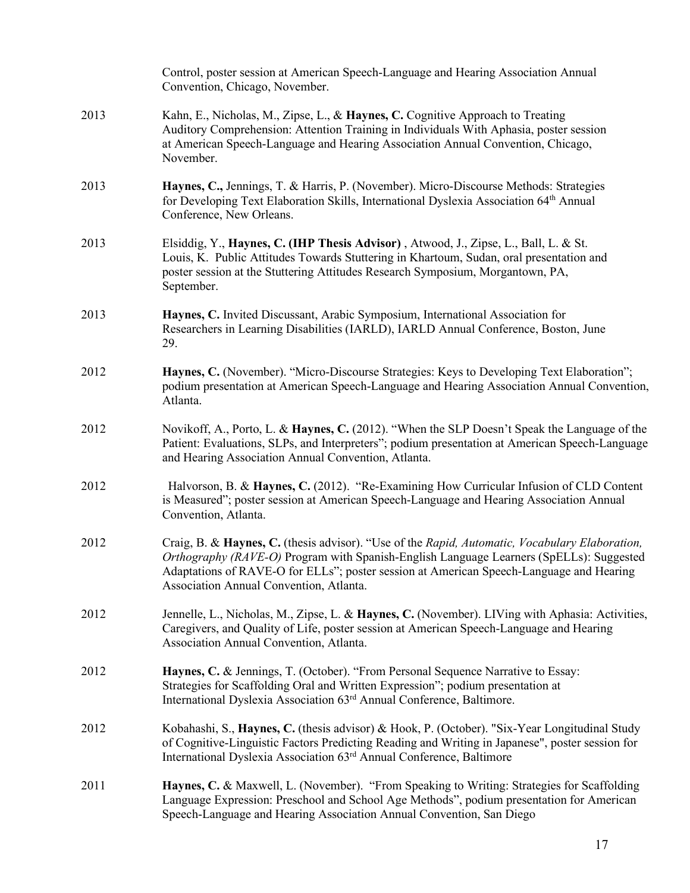Control, poster session at American Speech-Language and Hearing Association Annual Convention, Chicago, November.

2013 Kahn, E., Nicholas, M., Zipse, L., & **Haynes, C.** Cognitive Approach to Treating Auditory Comprehension: Attention Training in Individuals With Aphasia, poster session at American Speech-Language and Hearing Association Annual Convention, Chicago, November.

2013 **Haynes, C.,** Jennings, T. & Harris, P. (November). Micro-Discourse Methods: Strategies for Developing Text Elaboration Skills, International Dyslexia Association 64th Annual Conference, New Orleans.

2013 Elsiddig, Y., **Haynes, C. (IHP Thesis Advisor)** , Atwood, J., Zipse, L., Ball, L. & St. Louis, K. Public Attitudes Towards Stuttering in Khartoum, Sudan, oral presentation and poster session at the Stuttering Attitudes Research Symposium, Morgantown, PA, September.

2013 **Haynes, C.** Invited Discussant, Arabic Symposium, International Association for Researchers in Learning Disabilities (IARLD), IARLD Annual Conference, Boston, June 29.

2012 **Haynes, C.** (November). "Micro-Discourse Strategies: Keys to Developing Text Elaboration"; podium presentation at American Speech-Language and Hearing Association Annual Convention, Atlanta.

2012 Novikoff, A., Porto, L. & **Haynes, C.** (2012). "When the SLP Doesn't Speak the Language of the Patient: Evaluations, SLPs, and Interpreters"; podium presentation at American Speech-Language and Hearing Association Annual Convention, Atlanta.

2012 Halvorson, B. & **Haynes, C.** (2012). "Re-Examining How Curricular Infusion of CLD Content is Measured"; poster session at American Speech-Language and Hearing Association Annual Convention, Atlanta.

2012 Craig, B. & **Haynes, C.** (thesis advisor). "Use of the *Rapid, Automatic, Vocabulary Elaboration, Orthography (RAVE-O)* Program with Spanish-English Language Learners (SpELLs): Suggested Adaptations of RAVE-O for ELLs"; poster session at American Speech-Language and Hearing Association Annual Convention, Atlanta.

2012 Jennelle, L., Nicholas, M., Zipse, L. & **Haynes, C.** (November). LIVing with Aphasia: Activities, Caregivers, and Quality of Life, poster session at American Speech-Language and Hearing Association Annual Convention, Atlanta.

2012 **Haynes, C.** & Jennings, T. (October). "From Personal Sequence Narrative to Essay: Strategies for Scaffolding Oral and Written Expression"; podium presentation at International Dyslexia Association 63rd Annual Conference, Baltimore.

2012 Kobahashi, S., **Haynes, C.** (thesis advisor) & Hook, P. (October). "Six-Year Longitudinal Study of Cognitive-Linguistic Factors Predicting Reading and Writing in Japanese", poster session for International Dyslexia Association 63rd Annual Conference, Baltimore

2011 **Haynes, C.** & Maxwell, L. (November). "From Speaking to Writing: Strategies for Scaffolding Language Expression: Preschool and School Age Methods", podium presentation for American Speech-Language and Hearing Association Annual Convention, San Diego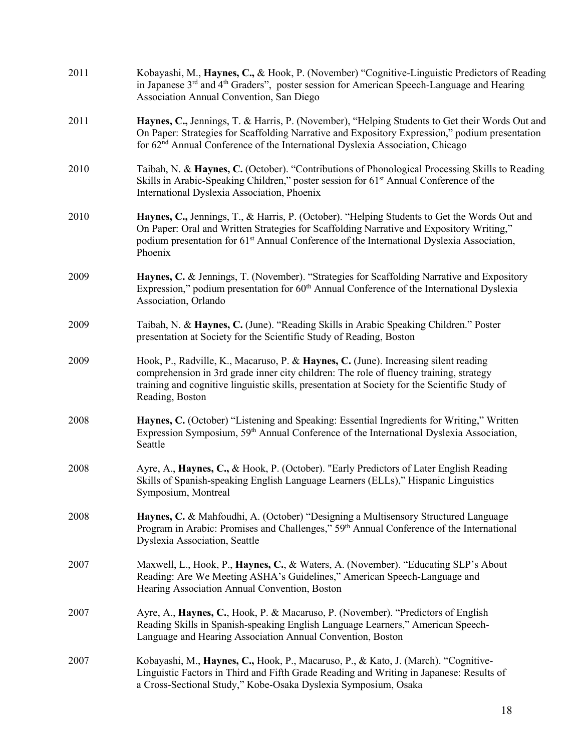2011 Kobayashi, M., **Haynes, C.,** & Hook, P. (November) "Cognitive-Linguistic Predictors of Reading in Japanese 3rd and 4th Graders", poster session for American Speech-Language and Hearing Association Annual Convention, San Diego

2011 **Haynes, C.,** Jennings, T. & Harris, P. (November), "Helping Students to Get their Words Out and On Paper: Strategies for Scaffolding Narrative and Expository Expression," podium presentation for 62nd Annual Conference of the International Dyslexia Association, Chicago

2010 Taibah, N. & **Haynes, C.** (October). "Contributions of Phonological Processing Skills to Reading Skills in Arabic-Speaking Children," poster session for 61st Annual Conference of the International Dyslexia Association, Phoenix

2010 **Haynes, C.,** Jennings, T., & Harris, P. (October). "Helping Students to Get the Words Out and On Paper: Oral and Written Strategies for Scaffolding Narrative and Expository Writing," podium presentation for 61st Annual Conference of the International Dyslexia Association, Phoenix

2009 **Haynes, C.** & Jennings, T. (November). "Strategies for Scaffolding Narrative and Expository Expression," podium presentation for 60th Annual Conference of the International Dyslexia Association, Orlando

2009 Taibah, N. & **Haynes, C.** (June). "Reading Skills in Arabic Speaking Children." Poster presentation at Society for the Scientific Study of Reading, Boston

2009 Hook, P., Radville, K., Macaruso, P. & **Haynes, C.** (June). Increasing silent reading comprehension in 3rd grade inner city children: The role of fluency training, strategy training and cognitive linguistic skills, presentation at Society for the Scientific Study of Reading, Boston

2008 **Haynes, C.** (October) "Listening and Speaking: Essential Ingredients for Writing," Written Expression Symposium, 59th Annual Conference of the International Dyslexia Association, Seattle

2008 Ayre, A., **Haynes, C.,** & Hook, P. (October). "Early Predictors of Later English Reading Skills of Spanish-speaking English Language Learners (ELLs)," Hispanic Linguistics Symposium, Montreal

2008 **Haynes, C.** & Mahfoudhi, A. (October) "Designing a Multisensory Structured Language Program in Arabic: Promises and Challenges," 59th Annual Conference of the International Dyslexia Association, Seattle

2007 Maxwell, L., Hook, P., **Haynes, C.**, & Waters, A. (November). "Educating SLP's About Reading: Are We Meeting ASHA's Guidelines," American Speech-Language and Hearing Association Annual Convention, Boston

2007 Ayre, A., **Haynes, C.**, Hook, P. & Macaruso, P. (November). "Predictors of English Reading Skills in Spanish-speaking English Language Learners," American Speech-Language and Hearing Association Annual Convention, Boston

2007 Kobayashi, M., **Haynes, C.,** Hook, P., Macaruso, P., & Kato, J. (March). "Cognitive-Linguistic Factors in Third and Fifth Grade Reading and Writing in Japanese: Results of a Cross-Sectional Study," Kobe-Osaka Dyslexia Symposium, Osaka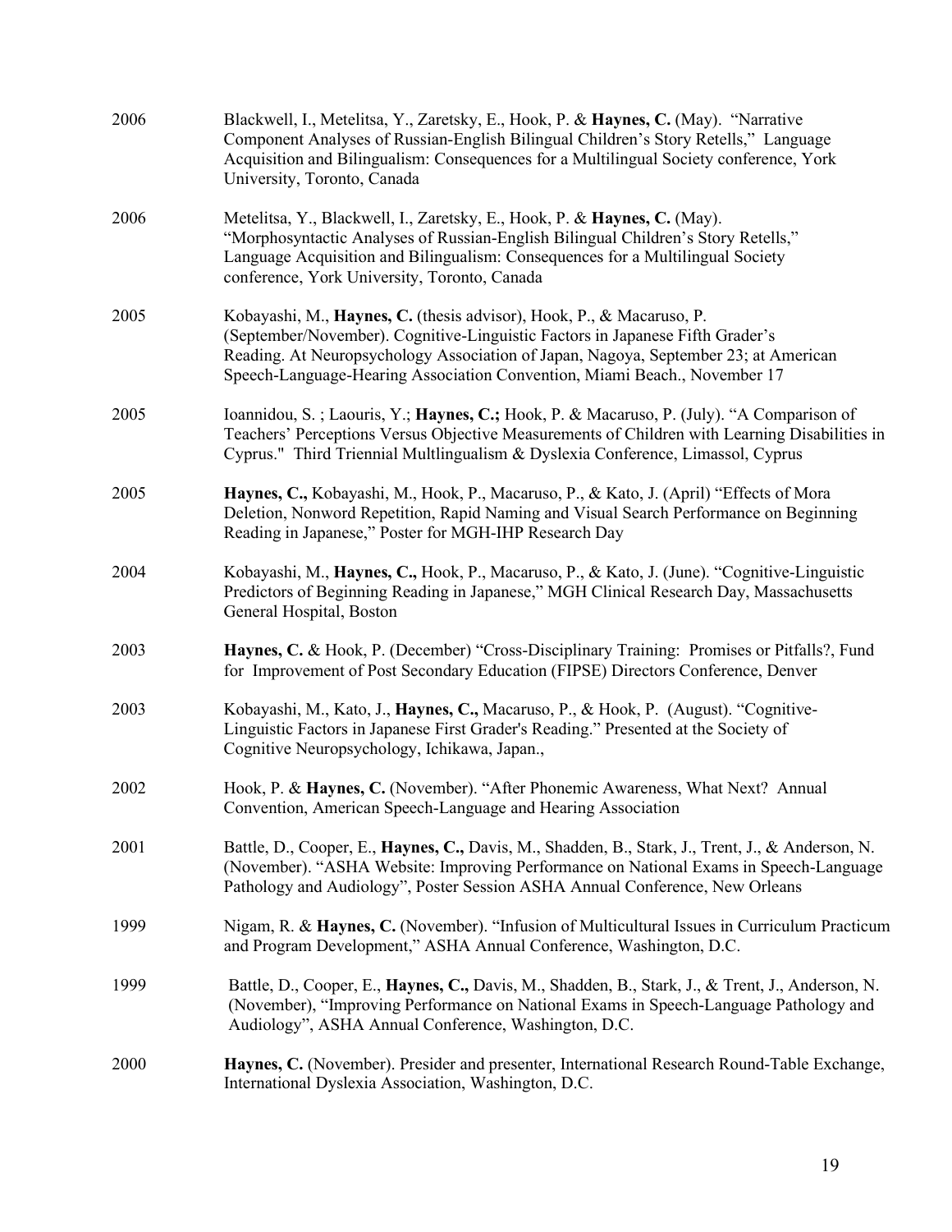2006 Blackwell, I., Metelitsa, Y., Zaretsky, E., Hook, P. & **Haynes, C.** (May). "Narrative Component Analyses of Russian-English Bilingual Children's Story Retells," Language Acquisition and Bilingualism: Consequences for a Multilingual Society conference, York University, Toronto, Canada

2006 Metelitsa, Y., Blackwell, I., Zaretsky, E., Hook, P. & **Haynes, C.** (May). "Morphosyntactic Analyses of Russian-English Bilingual Children's Story Retells," Language Acquisition and Bilingualism: Consequences for a Multilingual Society conference, York University, Toronto, Canada

2005 Kobayashi, M., **Haynes, C.** (thesis advisor), Hook, P., & Macaruso, P. (September/November). Cognitive-Linguistic Factors in Japanese Fifth Grader's Reading. At Neuropsychology Association of Japan, Nagoya, September 23; at American Speech-Language-Hearing Association Convention, Miami Beach., November 17

2005 Ioannidou, S. ; Laouris, Y.; **Haynes, C.;** Hook, P. & Macaruso, P. (July). "A Comparison of Teachers' Perceptions Versus Objective Measurements of Children with Learning Disabilities in Cyprus." Third Triennial Multlingualism & Dyslexia Conference, Limassol, Cyprus

2005 **Haynes, C.,** Kobayashi, M., Hook, P., Macaruso, P., & Kato, J. (April) "Effects of Mora Deletion, Nonword Repetition, Rapid Naming and Visual Search Performance on Beginning Reading in Japanese," Poster for MGH-IHP Research Day

2004 Kobayashi, M., **Haynes, C.,** Hook, P., Macaruso, P., & Kato, J. (June). "Cognitive-Linguistic Predictors of Beginning Reading in Japanese," MGH Clinical Research Day, Massachusetts General Hospital, Boston

2003 **Haynes, C.** & Hook, P. (December) "Cross-Disciplinary Training: Promises or Pitfalls?, Fund for Improvement of Post Secondary Education (FIPSE) Directors Conference, Denver

2003 Kobayashi, M., Kato, J., **Haynes, C.,** Macaruso, P., & Hook, P. (August). "Cognitive-Linguistic Factors in Japanese First Grader's Reading." Presented at the Society of Cognitive Neuropsychology, Ichikawa, Japan.,

2002 Hook, P. & **Haynes, C.** (November). "After Phonemic Awareness, What Next? Annual Convention, American Speech-Language and Hearing Association

2001 Battle, D., Cooper, E., **Haynes, C.,** Davis, M., Shadden, B., Stark, J., Trent, J., & Anderson, N. (November). "ASHA Website: Improving Performance on National Exams in Speech-Language Pathology and Audiology", Poster Session ASHA Annual Conference, New Orleans

1999 Nigam, R. & **Haynes, C.** (November). "Infusion of Multicultural Issues in Curriculum Practicum and Program Development," ASHA Annual Conference, Washington, D.C.

1999 Battle, D., Cooper, E., **Haynes, C.,** Davis, M., Shadden, B., Stark, J., & Trent, J., Anderson, N. (November), "Improving Performance on National Exams in Speech-Language Pathology and Audiology", ASHA Annual Conference, Washington, D.C.

2000 **Haynes, C.** (November). Presider and presenter, International Research Round-Table Exchange, International Dyslexia Association, Washington, D.C.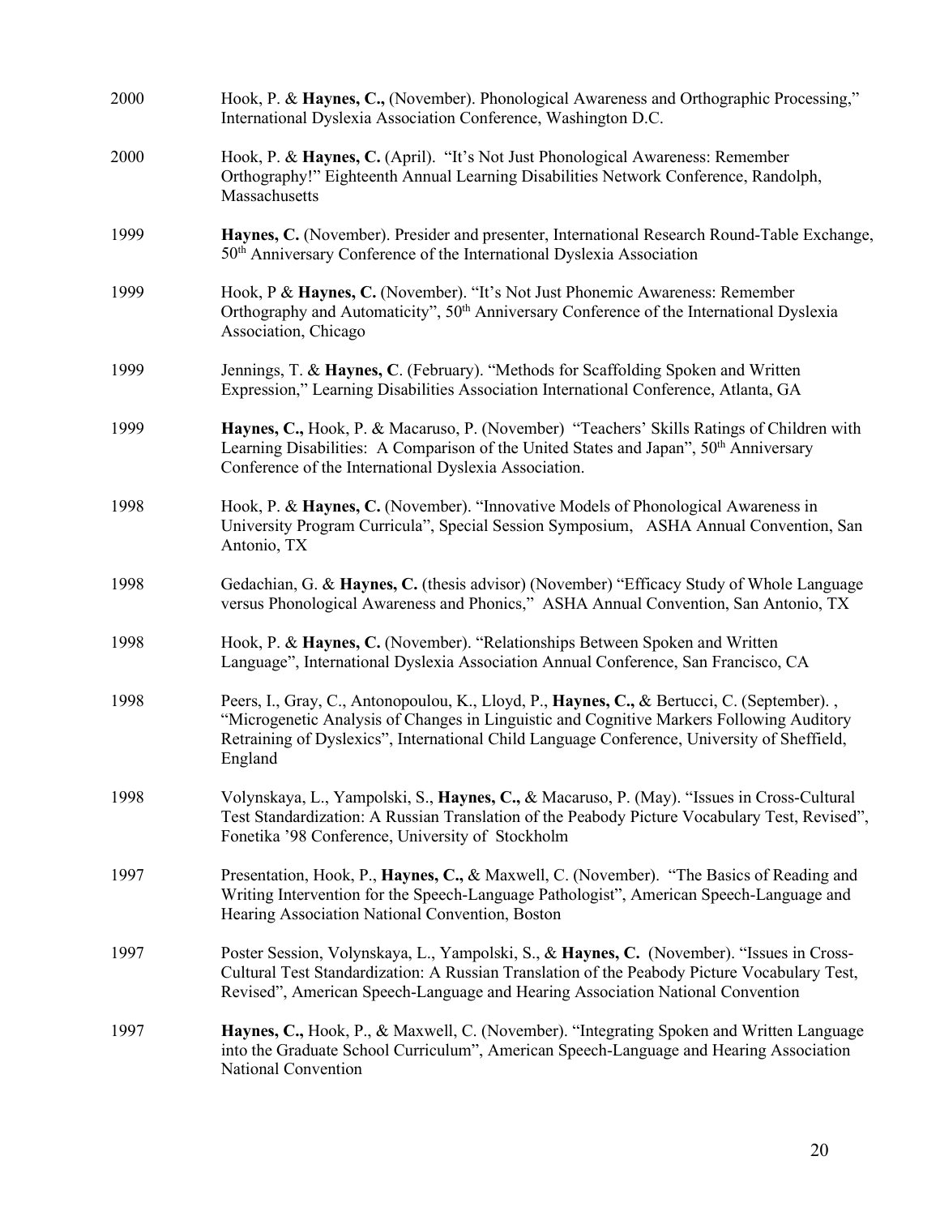2000 Hook, P. & **Haynes, C.,** (November). Phonological Awareness and Orthographic Processing," International Dyslexia Association Conference, Washington D.C.

2000 Hook, P. & **Haynes, C.** (April). "It's Not Just Phonological Awareness: Remember Orthography!" Eighteenth Annual Learning Disabilities Network Conference, Randolph, Massachusetts

1999 **Haynes, C.** (November). Presider and presenter, International Research Round-Table Exchange, 50th Anniversary Conference of the International Dyslexia Association

1999 Hook, P & **Haynes, C.** (November). "It's Not Just Phonemic Awareness: Remember Orthography and Automaticity", 50th Anniversary Conference of the International Dyslexia Association, Chicago

1999 Jennings, T. & **Haynes, C**. (February). "Methods for Scaffolding Spoken and Written Expression," Learning Disabilities Association International Conference, Atlanta, GA

1999 **Haynes, C.,** Hook, P. & Macaruso, P. (November) "Teachers' Skills Ratings of Children with Learning Disabilities: A Comparison of the United States and Japan", 50th Anniversary Conference of the International Dyslexia Association.

1998 Hook, P. & **Haynes, C.** (November). "Innovative Models of Phonological Awareness in University Program Curricula", Special Session Symposium, ASHA Annual Convention, San Antonio, TX

1998 Gedachian, G. & **Haynes, C.** (thesis advisor) (November) "Efficacy Study of Whole Language versus Phonological Awareness and Phonics," ASHA Annual Convention, San Antonio, TX

1998 Hook, P. & **Haynes, C.** (November). "Relationships Between Spoken and Written Language", International Dyslexia Association Annual Conference, San Francisco, CA

1998 Peers, I., Gray, C., Antonopoulou, K., Lloyd, P., **Haynes, C.,** & Bertucci, C. (September). , "Microgenetic Analysis of Changes in Linguistic and Cognitive Markers Following Auditory Retraining of Dyslexics", International Child Language Conference, University of Sheffield, England

1998 Volynskaya, L., Yampolski, S., **Haynes, C.,** & Macaruso, P. (May). "Issues in Cross-Cultural Test Standardization: A Russian Translation of the Peabody Picture Vocabulary Test, Revised", Fonetika '98 Conference, University of Stockholm

1997 Presentation, Hook, P., **Haynes, C.,** & Maxwell, C. (November). "The Basics of Reading and Writing Intervention for the Speech-Language Pathologist", American Speech-Language and Hearing Association National Convention, Boston

1997 Poster Session, Volynskaya, L., Yampolski, S., & **Haynes, C.** (November). "Issues in Cross-Cultural Test Standardization: A Russian Translation of the Peabody Picture Vocabulary Test, Revised", American Speech-Language and Hearing Association National Convention

1997 **Haynes, C.,** Hook, P., & Maxwell, C. (November). "Integrating Spoken and Written Language into the Graduate School Curriculum", American Speech-Language and Hearing Association National Convention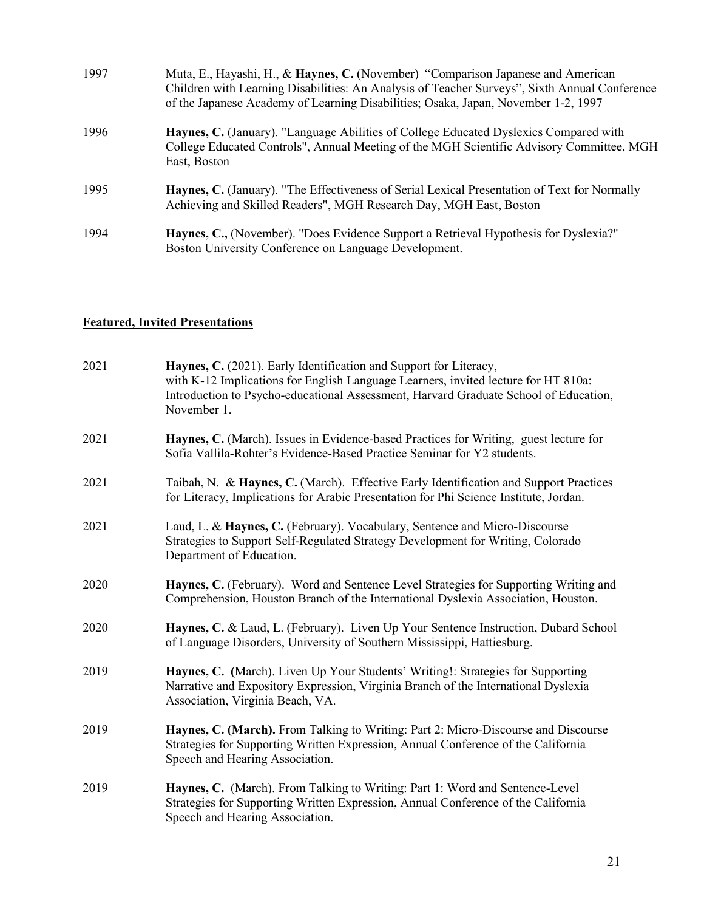1997 Muta, E., Hayashi, H., & **Haynes, C.** (November) "Comparison Japanese and American Children with Learning Disabilities: An Analysis of Teacher Surveys", Sixth Annual Conference of the Japanese Academy of Learning Disabilities; Osaka, Japan, November 1-2, 1997

1996 **Haynes, C.** (January). "Language Abilities of College Educated Dyslexics Compared with College Educated Controls", Annual Meeting of the MGH Scientific Advisory Committee, MGH East, Boston

1995 **Haynes, C.** (January). "The Effectiveness of Serial Lexical Presentation of Text for Normally Achieving and Skilled Readers", MGH Research Day, MGH East, Boston

1994 **Haynes, C.,** (November). "Does Evidence Support a Retrieval Hypothesis for Dyslexia?" Boston University Conference on Language Development.

**Featured, Invited Presentations**

2021 **Haynes, C.** (2021). Early Identification and Support for Literacy, with K-12 Implications for English Language Learners, invited lecture for HT 810a: Introduction to Psycho-educational Assessment, Harvard Graduate School of Education, November 1.

2021 **Haynes, C.** (March). Issues in Evidence-based Practices for Writing, guest lecture for Sofia Vallila-Rohter's Evidence-Based Practice Seminar for Y2 students.

2021 Taibah, N. & **Haynes, C.** (March). Effective Early Identification and Support Practices for Literacy, Implications for Arabic Presentation for Phi Science Institute, Jordan.

2021 Laud, L. & **Haynes, C.** (February). Vocabulary, Sentence and Micro-Discourse Strategies to Support Self-Regulated Strategy Development for Writing, Colorado Department of Education.

2020 **Haynes, C.** (February). Word and Sentence Level Strategies for Supporting Writing and Comprehension, Houston Branch of the International Dyslexia Association, Houston.

2020 **Haynes, C.** & Laud, L. (February). Liven Up Your Sentence Instruction, Dubard School of Language Disorders, University of Southern Mississippi, Hattiesburg.

2019 **Haynes, C. (**March). Liven Up Your Students' Writing!: Strategies for Supporting Narrative and Expository Expression, Virginia Branch of the International Dyslexia Association, Virginia Beach, VA.

2019 **Haynes, C. (March).** From Talking to Writing: Part 2: Micro-Discourse and Discourse Strategies for Supporting Written Expression, Annual Conference of the California Speech and Hearing Association.

2019 **Haynes, C.** (March). From Talking to Writing: Part 1: Word and Sentence-Level Strategies for Supporting Written Expression, Annual Conference of the California Speech and Hearing Association.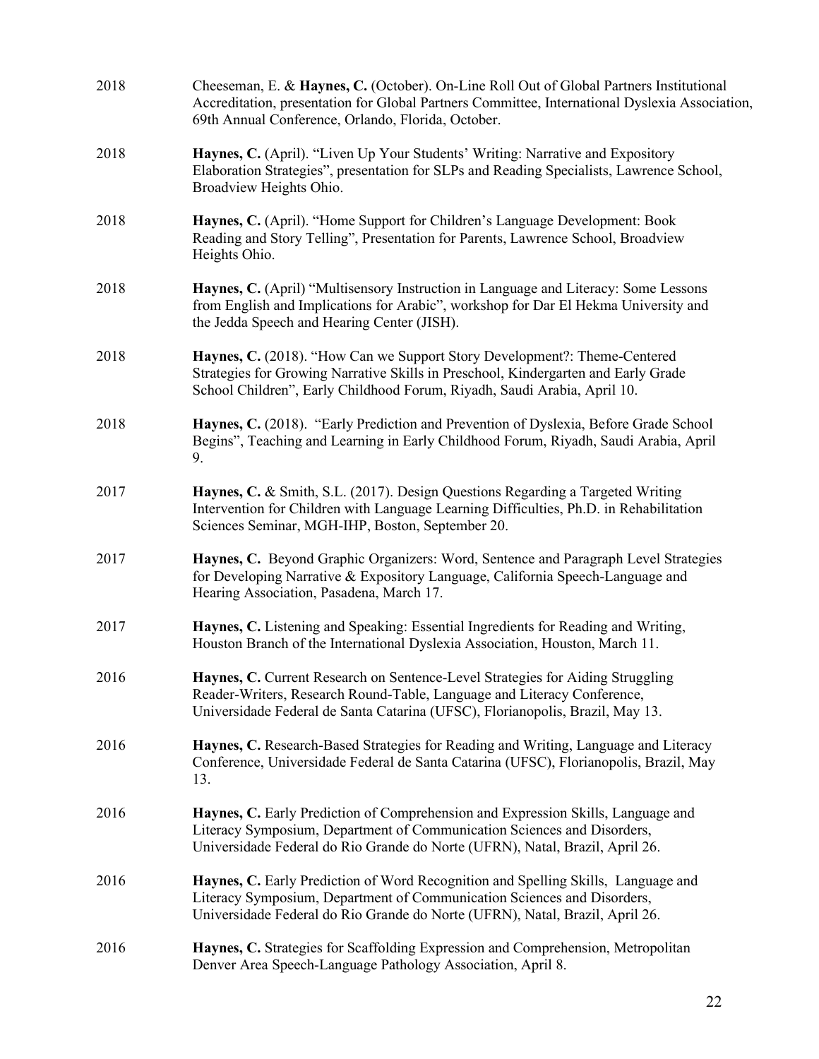2018 Cheeseman, E. & **Haynes, C.** (October). On-Line Roll Out of Global Partners Institutional Accreditation, presentation for Global Partners Committee, International Dyslexia Association, 69th Annual Conference, Orlando, Florida, October.

2018 **Haynes, C.** (April). "Liven Up Your Students' Writing: Narrative and Expository Elaboration Strategies", presentation for SLPs and Reading Specialists, Lawrence School, Broadview Heights Ohio.

2018 **Haynes, C.** (April). "Home Support for Children's Language Development: Book Reading and Story Telling", Presentation for Parents, Lawrence School, Broadview Heights Ohio.

2018 **Haynes, C.** (April) "Multisensory Instruction in Language and Literacy: Some Lessons from English and Implications for Arabic", workshop for Dar El Hekma University and the Jedda Speech and Hearing Center (JISH).

2018 **Haynes, C.** (2018). "How Can we Support Story Development?: Theme-Centered Strategies for Growing Narrative Skills in Preschool, Kindergarten and Early Grade School Children", Early Childhood Forum, Riyadh, Saudi Arabia, April 10.

2018 **Haynes, C.** (2018). "Early Prediction and Prevention of Dyslexia, Before Grade School Begins", Teaching and Learning in Early Childhood Forum, Riyadh, Saudi Arabia, April 9.

2017 **Haynes, C.** & Smith, S.L. (2017). Design Questions Regarding a Targeted Writing Intervention for Children with Language Learning Difficulties, Ph.D. in Rehabilitation Sciences Seminar, MGH-IHP, Boston, September 20.

2017 **Haynes, C.** Beyond Graphic Organizers: Word, Sentence and Paragraph Level Strategies for Developing Narrative & Expository Language, California Speech-Language and Hearing Association, Pasadena, March 17.

2017 **Haynes, C.** Listening and Speaking: Essential Ingredients for Reading and Writing, Houston Branch of the International Dyslexia Association, Houston, March 11.

2016 **Haynes, C.** Current Research on Sentence-Level Strategies for Aiding Struggling Reader-Writers, Research Round-Table, Language and Literacy Conference, Universidade Federal de Santa Catarina (UFSC), Florianopolis, Brazil, May 13.

2016 **Haynes, C.** Research-Based Strategies for Reading and Writing, Language and Literacy Conference, Universidade Federal de Santa Catarina (UFSC), Florianopolis, Brazil, May 13.

2016 **Haynes, C.** Early Prediction of Comprehension and Expression Skills, Language and Literacy Symposium, Department of Communication Sciences and Disorders, Universidade Federal do Rio Grande do Norte (UFRN), Natal, Brazil, April 26.

2016 **Haynes, C.** Early Prediction of Word Recognition and Spelling Skills, Language and Literacy Symposium, Department of Communication Sciences and Disorders, Universidade Federal do Rio Grande do Norte (UFRN), Natal, Brazil, April 26.

2016 **Haynes, C.** Strategies for Scaffolding Expression and Comprehension, Metropolitan Denver Area Speech-Language Pathology Association, April 8.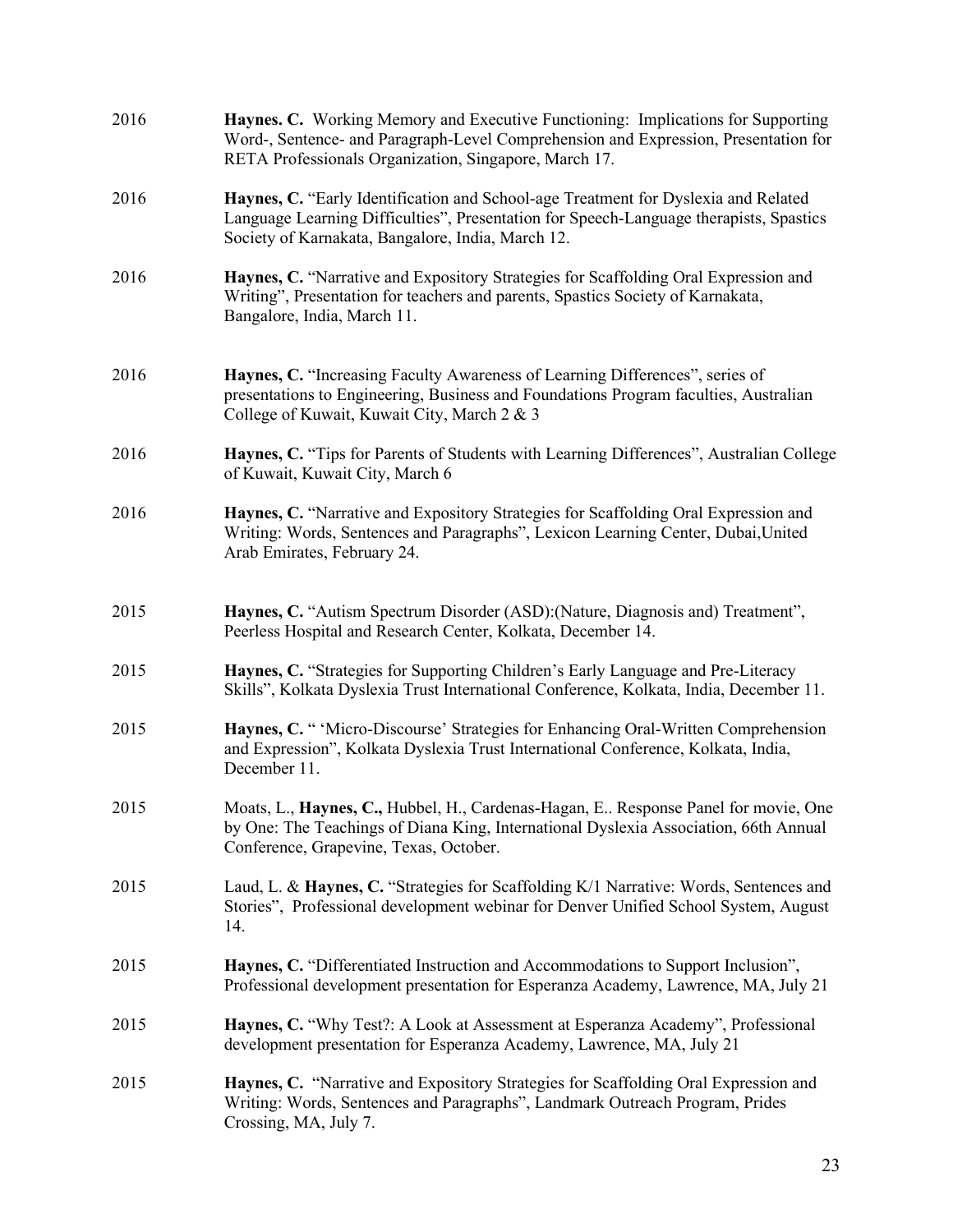2016 **Haynes. C.** Working Memory and Executive Functioning: Implications for Supporting Word-, Sentence- and Paragraph-Level Comprehension and Expression, Presentation for RETA Professionals Organization, Singapore, March 17.

2016 **Haynes, C.** "Early Identification and School-age Treatment for Dyslexia and Related Language Learning Difficulties", Presentation for Speech-Language therapists, Spastics Society of Karnakata, Bangalore, India, March 12.

2016 **Haynes, C.** "Narrative and Expository Strategies for Scaffolding Oral Expression and Writing", Presentation for teachers and parents, Spastics Society of Karnakata, Bangalore, India, March 11.

2016 **Haynes, C.** "Increasing Faculty Awareness of Learning Differences", series of presentations to Engineering, Business and Foundations Program faculties, Australian College of Kuwait, Kuwait City, March 2 & 3

2016 **Haynes, C.** "Tips for Parents of Students with Learning Differences", Australian College of Kuwait, Kuwait City, March 6

2016 **Haynes, C.** "Narrative and Expository Strategies for Scaffolding Oral Expression and Writing: Words, Sentences and Paragraphs", Lexicon Learning Center, Dubai,United Arab Emirates, February 24.

2015 **Haynes, C.** "Autism Spectrum Disorder (ASD):(Nature, Diagnosis and) Treatment", Peerless Hospital and Research Center, Kolkata, December 14.

2015 **Haynes, C.** "Strategies for Supporting Children's Early Language and Pre-Literacy Skills", Kolkata Dyslexia Trust International Conference, Kolkata, India, December 11.

2015 **Haynes, C.** " 'Micro-Discourse' Strategies for Enhancing Oral-Written Comprehension and Expression", Kolkata Dyslexia Trust International Conference, Kolkata, India, December 11.

2015 Moats, L., **Haynes, C.,** Hubbel, H., Cardenas-Hagan, E.. Response Panel for movie, One by One: The Teachings of Diana King, International Dyslexia Association, 66th Annual Conference, Grapevine, Texas, October.

2015 Laud, L. & **Haynes, C.** "Strategies for Scaffolding K/1 Narrative: Words, Sentences and Stories", Professional development webinar for Denver Unified School System, August 14.

2015 **Haynes, C.** "Differentiated Instruction and Accommodations to Support Inclusion", Professional development presentation for Esperanza Academy, Lawrence, MA, July 21

2015 **Haynes, C.** "Why Test?: A Look at Assessment at Esperanza Academy", Professional development presentation for Esperanza Academy, Lawrence, MA, July 21

2015 **Haynes, C.** "Narrative and Expository Strategies for Scaffolding Oral Expression and Writing: Words, Sentences and Paragraphs", Landmark Outreach Program, Prides Crossing, MA, July 7.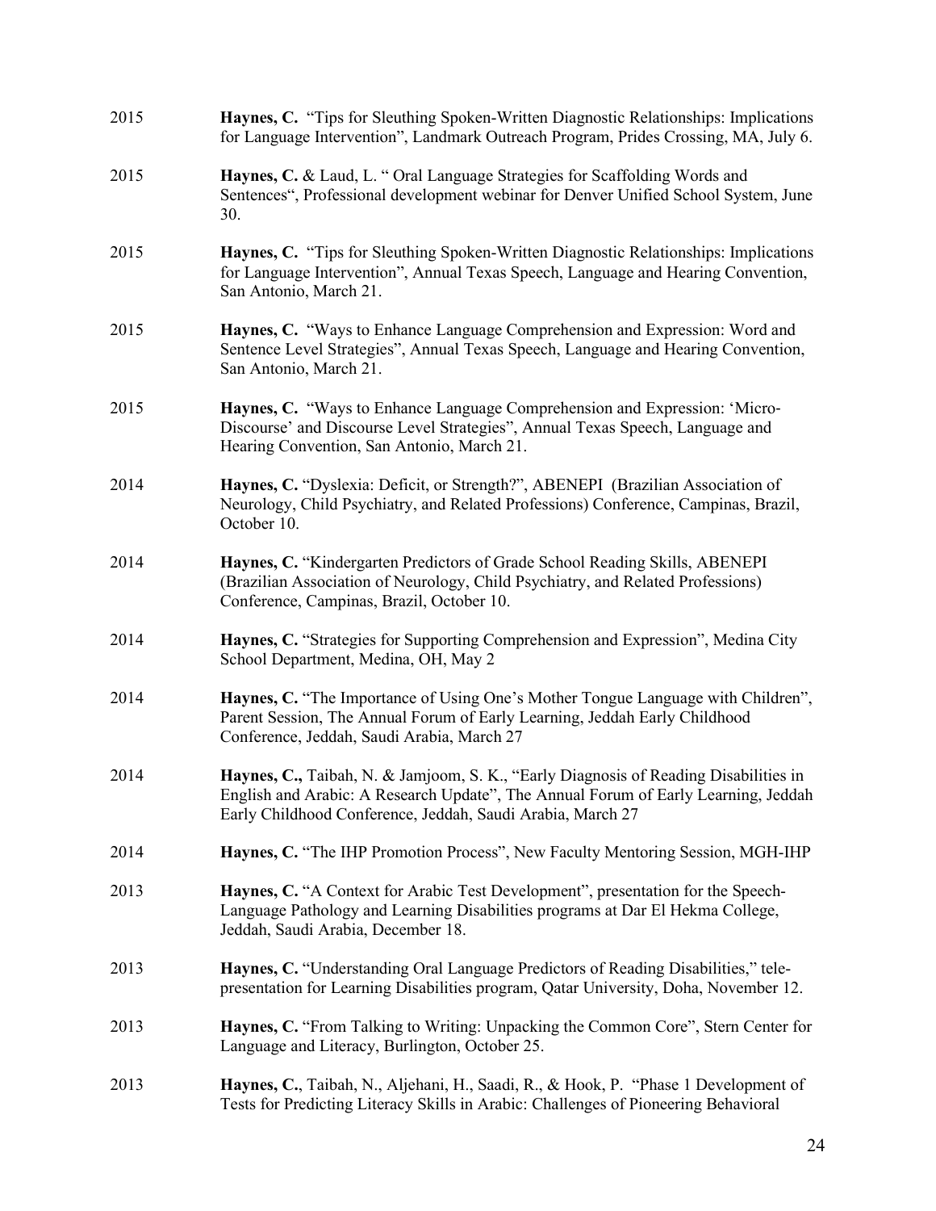2015 **Haynes, C.** "Tips for Sleuthing Spoken-Written Diagnostic Relationships: Implications for Language Intervention", Landmark Outreach Program, Prides Crossing, MA, July 6.

2015 **Haynes, C.** & Laud, L. " Oral Language Strategies for Scaffolding Words and Sentences", Professional development webinar for Denver Unified School System, June 30.

2015 **Haynes, C.** "Tips for Sleuthing Spoken-Written Diagnostic Relationships: Implications for Language Intervention", Annual Texas Speech, Language and Hearing Convention, San Antonio, March 21.

2015 **Haynes, C.** "Ways to Enhance Language Comprehension and Expression: Word and Sentence Level Strategies", Annual Texas Speech, Language and Hearing Convention, San Antonio, March 21.

2015 **Haynes, C.** "Ways to Enhance Language Comprehension and Expression: 'Micro-Discourse' and Discourse Level Strategies", Annual Texas Speech, Language and Hearing Convention, San Antonio, March 21.

2014 **Haynes, C.** "Dyslexia: Deficit, or Strength?", ABENEPI (Brazilian Association of Neurology, Child Psychiatry, and Related Professions) Conference, Campinas, Brazil, October 10.

2014 **Haynes, C.** "Kindergarten Predictors of Grade School Reading Skills, ABENEPI (Brazilian Association of Neurology, Child Psychiatry, and Related Professions) Conference, Campinas, Brazil, October 10.

2014 **Haynes, C.** "Strategies for Supporting Comprehension and Expression", Medina City School Department, Medina, OH, May 2

2014 **Haynes, C.** "The Importance of Using One's Mother Tongue Language with Children", Parent Session, The Annual Forum of Early Learning, Jeddah Early Childhood Conference, Jeddah, Saudi Arabia, March 27

2014 **Haynes, C.,** Taibah, N. & Jamjoom, S. K., "Early Diagnosis of Reading Disabilities in English and Arabic: A Research Update", The Annual Forum of Early Learning, Jeddah Early Childhood Conference, Jeddah, Saudi Arabia, March 27

2014 **Haynes, C.** "The IHP Promotion Process", New Faculty Mentoring Session, MGH-IHP

2013 **Haynes, C.** "A Context for Arabic Test Development", presentation for the Speech-Language Pathology and Learning Disabilities programs at Dar El Hekma College, Jeddah, Saudi Arabia, December 18.

2013 **Haynes, C.** "Understanding Oral Language Predictors of Reading Disabilities," tele-presentation for Learning Disabilities program, Qatar University, Doha, November 12.

2013 **Haynes, C.** "From Talking to Writing: Unpacking the Common Core", Stern Center for Language and Literacy, Burlington, October 25.

2013 **Haynes, C.**, Taibah, N., Aljehani, H., Saadi, R., & Hook, P. "Phase 1 Development of Tests for Predicting Literacy Skills in Arabic: Challenges of Pioneering Behavioral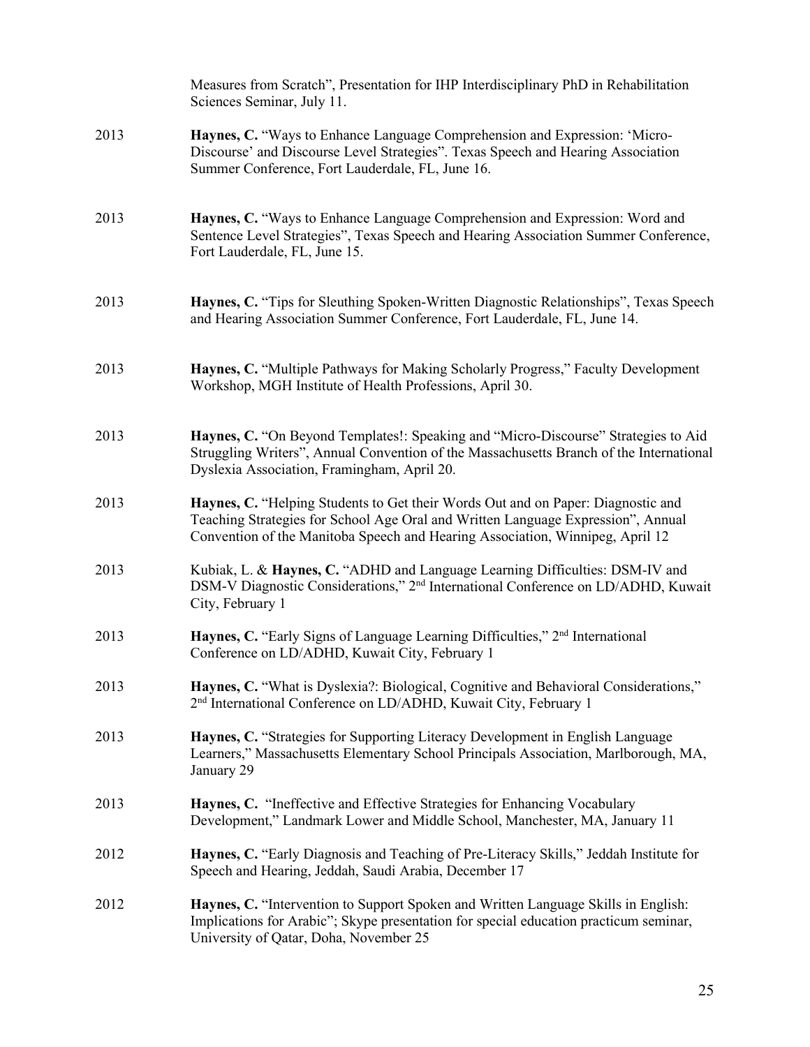Measures from Scratch", Presentation for IHP Interdisciplinary PhD in Rehabilitation Sciences Seminar, July 11.

2013 **Haynes, C.** "Ways to Enhance Language Comprehension and Expression: 'Micro-Discourse' and Discourse Level Strategies". Texas Speech and Hearing Association Summer Conference, Fort Lauderdale, FL, June 16.

2013 **Haynes, C.** "Ways to Enhance Language Comprehension and Expression: Word and Sentence Level Strategies", Texas Speech and Hearing Association Summer Conference, Fort Lauderdale, FL, June 15.

2013 **Haynes, C.** "Tips for Sleuthing Spoken-Written Diagnostic Relationships", Texas Speech and Hearing Association Summer Conference, Fort Lauderdale, FL, June 14.

2013 **Haynes, C.** "Multiple Pathways for Making Scholarly Progress," Faculty Development Workshop, MGH Institute of Health Professions, April 30.

2013 **Haynes, C.** "On Beyond Templates!: Speaking and "Micro-Discourse" Strategies to Aid Struggling Writers", Annual Convention of the Massachusetts Branch of the International Dyslexia Association, Framingham, April 20.

2013 **Haynes, C.** "Helping Students to Get their Words Out and on Paper: Diagnostic and Teaching Strategies for School Age Oral and Written Language Expression", Annual Convention of the Manitoba Speech and Hearing Association, Winnipeg, April 12

2013 Kubiak, L. & **Haynes, C.** "ADHD and Language Learning Difficulties: DSM-IV and DSM-V Diagnostic Considerations," 2nd International Conference on LD/ADHD, Kuwait City, February 1

2013 **Haynes, C.** "Early Signs of Language Learning Difficulties," 2nd International Conference on LD/ADHD, Kuwait City, February 1

2013 **Haynes, C.** "What is Dyslexia?: Biological, Cognitive and Behavioral Considerations," 2nd International Conference on LD/ADHD, Kuwait City, February 1

2013 **Haynes, C.** "Strategies for Supporting Literacy Development in English Language Learners," Massachusetts Elementary School Principals Association, Marlborough, MA, January 29

2013 **Haynes, C.** "Ineffective and Effective Strategies for Enhancing Vocabulary Development," Landmark Lower and Middle School, Manchester, MA, January 11

2012 **Haynes, C.** "Early Diagnosis and Teaching of Pre-Literacy Skills," Jeddah Institute for Speech and Hearing, Jeddah, Saudi Arabia, December 17

2012 **Haynes, C.** "Intervention to Support Spoken and Written Language Skills in English: Implications for Arabic"; Skype presentation for special education practicum seminar, University of Qatar, Doha, November 25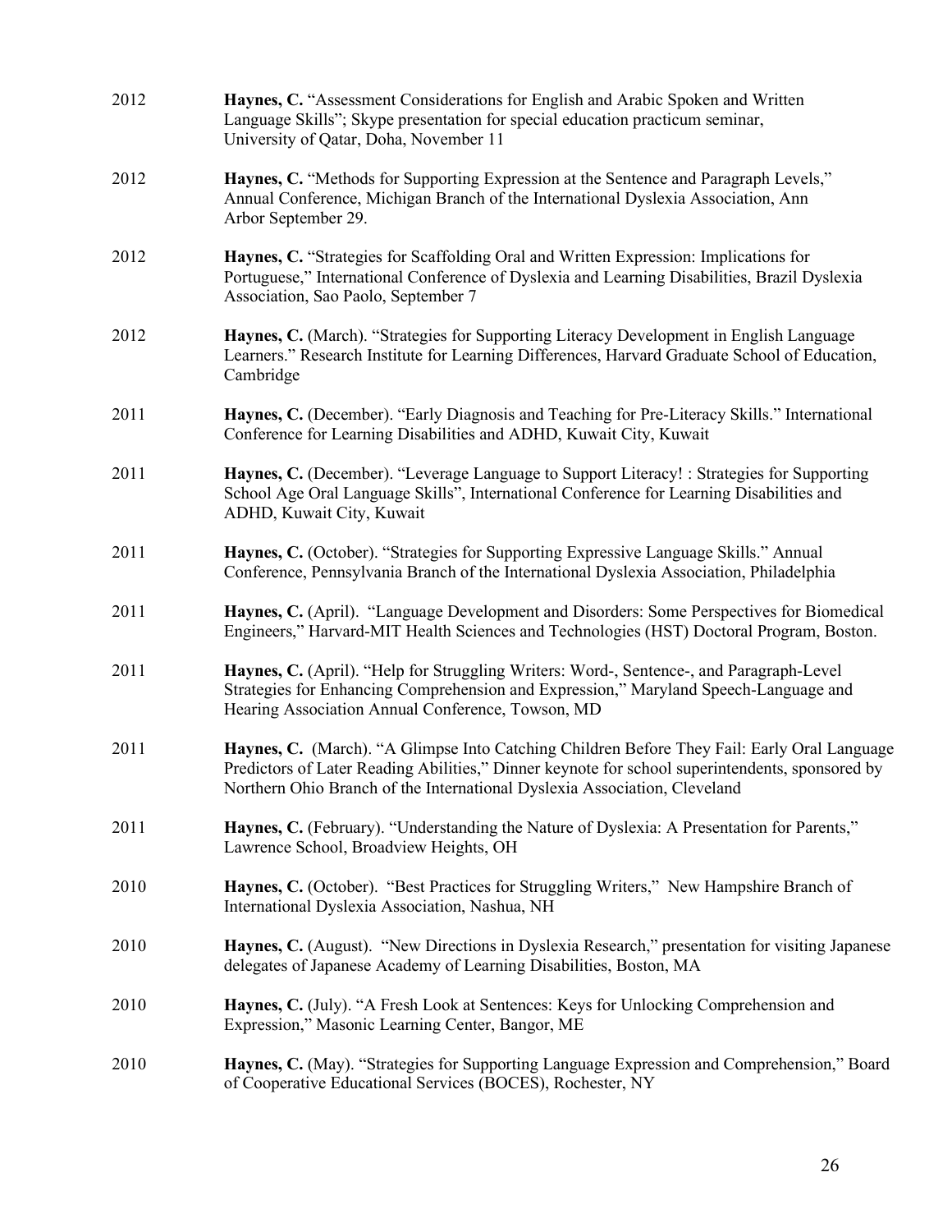2012 **Haynes, C.** "Assessment Considerations for English and Arabic Spoken and Written Language Skills"; Skype presentation for special education practicum seminar, University of Qatar, Doha, November 11

2012 **Haynes, C.** "Methods for Supporting Expression at the Sentence and Paragraph Levels," Annual Conference, Michigan Branch of the International Dyslexia Association, Ann Arbor September 29.

2012 **Haynes, C.** "Strategies for Scaffolding Oral and Written Expression: Implications for Portuguese," International Conference of Dyslexia and Learning Disabilities, Brazil Dyslexia Association, Sao Paolo, September 7

2012 **Haynes, C.** (March). "Strategies for Supporting Literacy Development in English Language Learners." Research Institute for Learning Differences, Harvard Graduate School of Education, Cambridge

2011 **Haynes, C.** (December). "Early Diagnosis and Teaching for Pre-Literacy Skills." International Conference for Learning Disabilities and ADHD, Kuwait City, Kuwait

2011 **Haynes, C.** (December). "Leverage Language to Support Literacy! : Strategies for Supporting School Age Oral Language Skills", International Conference for Learning Disabilities and ADHD, Kuwait City, Kuwait

2011 **Haynes, C.** (October). "Strategies for Supporting Expressive Language Skills." Annual Conference, Pennsylvania Branch of the International Dyslexia Association, Philadelphia

2011 **Haynes, C.** (April). "Language Development and Disorders: Some Perspectives for Biomedical Engineers," Harvard-MIT Health Sciences and Technologies (HST) Doctoral Program, Boston.

2011 **Haynes, C.** (April). "Help for Struggling Writers: Word-, Sentence-, and Paragraph-Level Strategies for Enhancing Comprehension and Expression," Maryland Speech-Language and Hearing Association Annual Conference, Towson, MD

2011 **Haynes, C.** (March). "A Glimpse Into Catching Children Before They Fail: Early Oral Language Predictors of Later Reading Abilities," Dinner keynote for school superintendents, sponsored by Northern Ohio Branch of the International Dyslexia Association, Cleveland

2011 **Haynes, C.** (February). "Understanding the Nature of Dyslexia: A Presentation for Parents," Lawrence School, Broadview Heights, OH

2010 **Haynes, C.** (October). "Best Practices for Struggling Writers," New Hampshire Branch of International Dyslexia Association, Nashua, NH

2010 **Haynes, C.** (August). "New Directions in Dyslexia Research," presentation for visiting Japanese delegates of Japanese Academy of Learning Disabilities, Boston, MA

2010 **Haynes, C.** (July). "A Fresh Look at Sentences: Keys for Unlocking Comprehension and Expression," Masonic Learning Center, Bangor, ME

2010 **Haynes, C.** (May). "Strategies for Supporting Language Expression and Comprehension," Board of Cooperative Educational Services (BOCES), Rochester, NY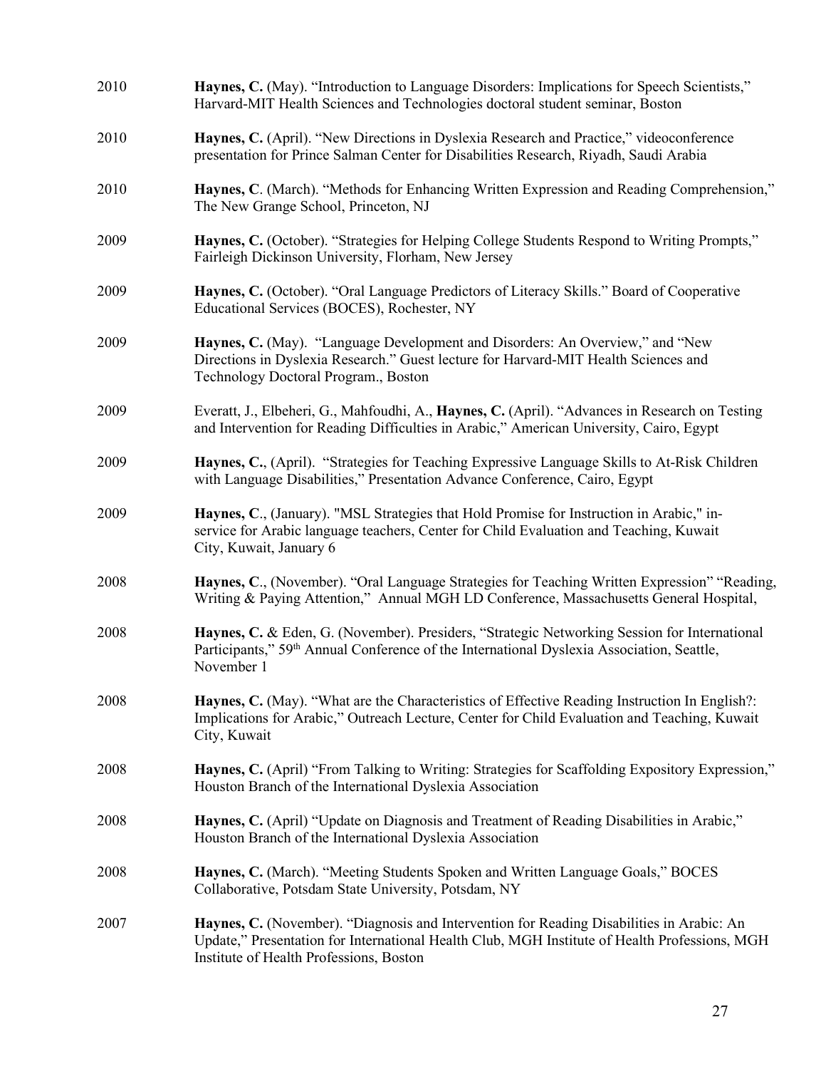2010 **Haynes, C.** (May). "Introduction to Language Disorders: Implications for Speech Scientists," Harvard-MIT Health Sciences and Technologies doctoral student seminar, Boston

2010 **Haynes, C.** (April). "New Directions in Dyslexia Research and Practice," videoconference presentation for Prince Salman Center for Disabilities Research, Riyadh, Saudi Arabia

2010 **Haynes, C**. (March). "Methods for Enhancing Written Expression and Reading Comprehension," The New Grange School, Princeton, NJ

2009 **Haynes, C.** (October). "Strategies for Helping College Students Respond to Writing Prompts," Fairleigh Dickinson University, Florham, New Jersey

2009 **Haynes, C.** (October). "Oral Language Predictors of Literacy Skills." Board of Cooperative Educational Services (BOCES), Rochester, NY

2009 **Haynes, C.** (May). "Language Development and Disorders: An Overview," and "New Directions in Dyslexia Research." Guest lecture for Harvard-MIT Health Sciences and Technology Doctoral Program., Boston

2009 Everatt, J., Elbeheri, G., Mahfoudhi, A., **Haynes, C.** (April). "Advances in Research on Testing and Intervention for Reading Difficulties in Arabic," American University, Cairo, Egypt

2009 **Haynes, C.**, (April). "Strategies for Teaching Expressive Language Skills to At-Risk Children with Language Disabilities," Presentation Advance Conference, Cairo, Egypt

2009 **Haynes, C**., (January). "MSL Strategies that Hold Promise for Instruction in Arabic," in-service for Arabic language teachers, Center for Child Evaluation and Teaching, Kuwait City, Kuwait, January 6

2008 **Haynes, C**., (November). "Oral Language Strategies for Teaching Written Expression" "Reading, Writing & Paying Attention," Annual MGH LD Conference, Massachusetts General Hospital,

2008 **Haynes, C.** & Eden, G. (November). Presiders, "Strategic Networking Session for International Participants," 59th Annual Conference of the International Dyslexia Association, Seattle, November 1

2008 **Haynes, C.** (May). "What are the Characteristics of Effective Reading Instruction In English?: Implications for Arabic," Outreach Lecture, Center for Child Evaluation and Teaching, Kuwait City, Kuwait

2008 **Haynes, C.** (April) "From Talking to Writing: Strategies for Scaffolding Expository Expression," Houston Branch of the International Dyslexia Association

2008 **Haynes, C.** (April) "Update on Diagnosis and Treatment of Reading Disabilities in Arabic," Houston Branch of the International Dyslexia Association

2008 **Haynes, C.** (March). "Meeting Students Spoken and Written Language Goals," BOCES Collaborative, Potsdam State University, Potsdam, NY

2007 **Haynes, C.** (November). "Diagnosis and Intervention for Reading Disabilities in Arabic: An Update," Presentation for International Health Club, MGH Institute of Health Professions, MGH Institute of Health Professions, Boston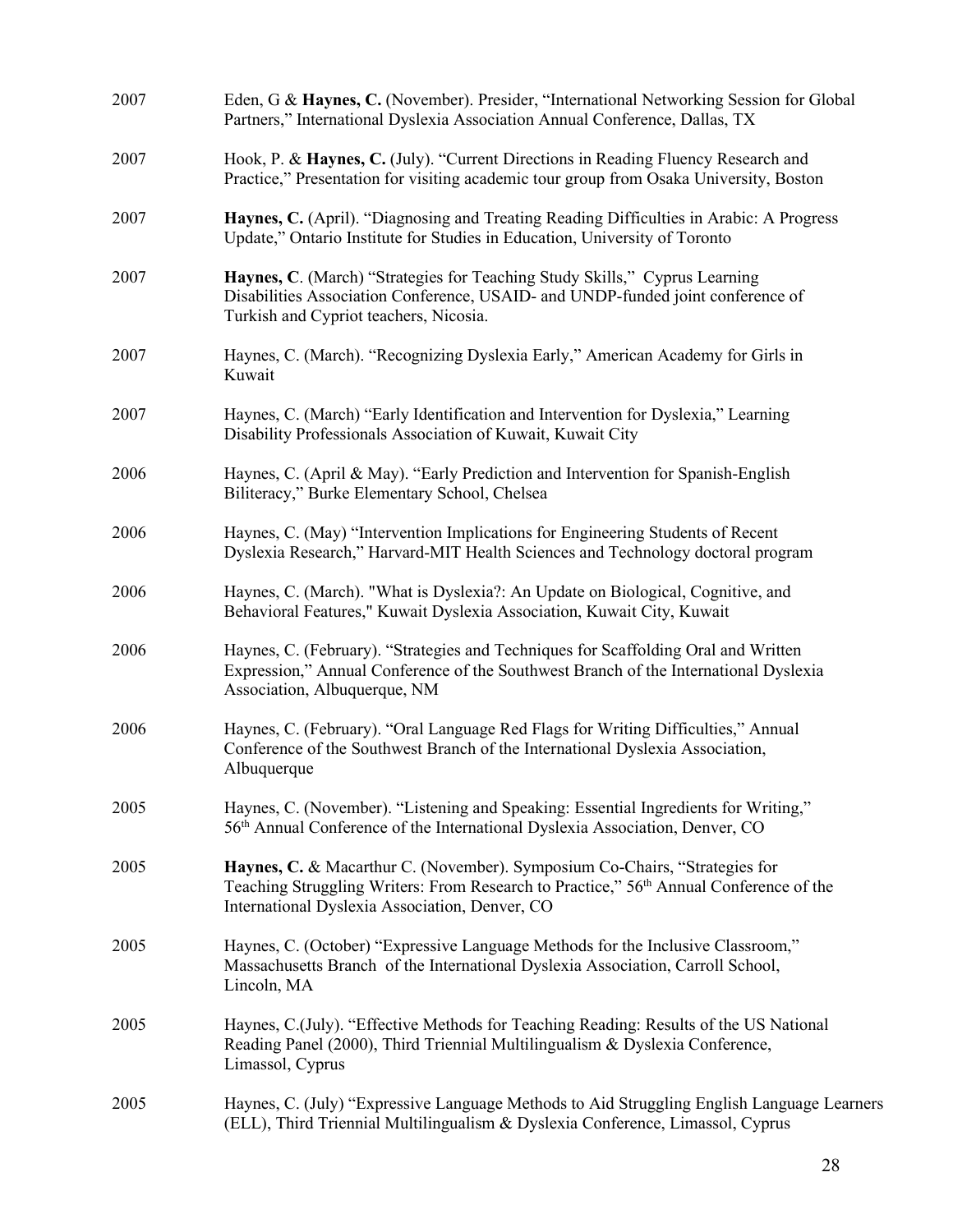2007 Eden, G & **Haynes, C.** (November). Presider, "International Networking Session for Global Partners," International Dyslexia Association Annual Conference, Dallas, TX

2007 Hook, P. & **Haynes, C.** (July). "Current Directions in Reading Fluency Research and Practice," Presentation for visiting academic tour group from Osaka University, Boston

2007 **Haynes, C.** (April). "Diagnosing and Treating Reading Difficulties in Arabic: A Progress Update," Ontario Institute for Studies in Education, University of Toronto

2007 **Haynes, C**. (March) "Strategies for Teaching Study Skills," Cyprus Learning Disabilities Association Conference, USAID- and UNDP-funded joint conference of Turkish and Cypriot teachers, Nicosia.

2007 Haynes, C. (March). "Recognizing Dyslexia Early," American Academy for Girls in Kuwait

2007 Haynes, C. (March) "Early Identification and Intervention for Dyslexia," Learning Disability Professionals Association of Kuwait, Kuwait City

2006 Haynes, C. (April & May). "Early Prediction and Intervention for Spanish-English Biliteracy," Burke Elementary School, Chelsea

2006 Haynes, C. (May) "Intervention Implications for Engineering Students of Recent Dyslexia Research," Harvard-MIT Health Sciences and Technology doctoral program

2006 Haynes, C. (March). "What is Dyslexia?: An Update on Biological, Cognitive, and Behavioral Features," Kuwait Dyslexia Association, Kuwait City, Kuwait

2006 Haynes, C. (February). "Strategies and Techniques for Scaffolding Oral and Written Expression," Annual Conference of the Southwest Branch of the International Dyslexia Association, Albuquerque, NM

2006 Haynes, C. (February). "Oral Language Red Flags for Writing Difficulties," Annual Conference of the Southwest Branch of the International Dyslexia Association, Albuquerque

2005 Haynes, C. (November). "Listening and Speaking: Essential Ingredients for Writing," 56th Annual Conference of the International Dyslexia Association, Denver, CO

2005 **Haynes, C.** & Macarthur C. (November). Symposium Co-Chairs, "Strategies for Teaching Struggling Writers: From Research to Practice," 56th Annual Conference of the International Dyslexia Association, Denver, CO

2005 Haynes, C. (October) "Expressive Language Methods for the Inclusive Classroom," Massachusetts Branch of the International Dyslexia Association, Carroll School, Lincoln, MA

2005 Haynes, C.(July). "Effective Methods for Teaching Reading: Results of the US National Reading Panel (2000), Third Triennial Multilingualism & Dyslexia Conference, Limassol, Cyprus

2005 Haynes, C. (July) "Expressive Language Methods to Aid Struggling English Language Learners (ELL), Third Triennial Multilingualism & Dyslexia Conference, Limassol, Cyprus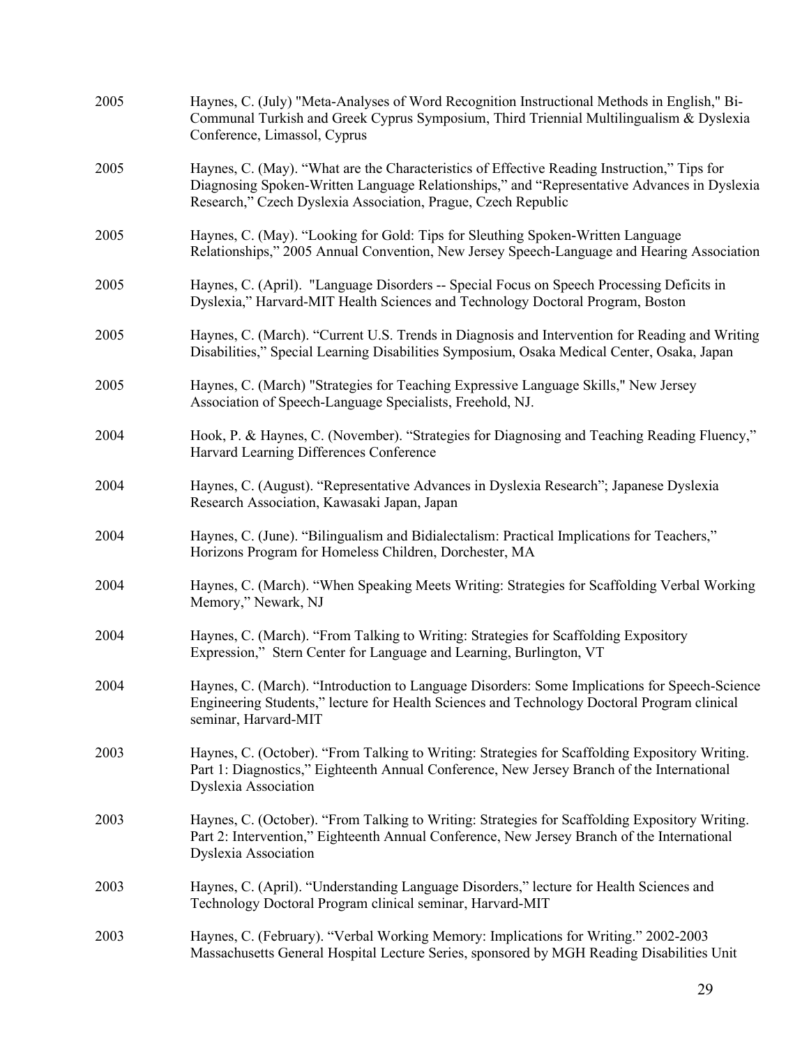2005 Haynes, C. (July) "Meta-Analyses of Word Recognition Instructional Methods in English," Bi-Communal Turkish and Greek Cyprus Symposium, Third Triennial Multilingualism & Dyslexia Conference, Limassol, Cyprus

2005 Haynes, C. (May). "What are the Characteristics of Effective Reading Instruction," Tips for Diagnosing Spoken-Written Language Relationships," and "Representative Advances in Dyslexia Research," Czech Dyslexia Association, Prague, Czech Republic

2005 Haynes, C. (May). "Looking for Gold: Tips for Sleuthing Spoken-Written Language Relationships," 2005 Annual Convention, New Jersey Speech-Language and Hearing Association

2005 Haynes, C. (April). "Language Disorders -- Special Focus on Speech Processing Deficits in Dyslexia," Harvard-MIT Health Sciences and Technology Doctoral Program, Boston

2005 Haynes, C. (March). "Current U.S. Trends in Diagnosis and Intervention for Reading and Writing Disabilities," Special Learning Disabilities Symposium, Osaka Medical Center, Osaka, Japan

2005 Haynes, C. (March) "Strategies for Teaching Expressive Language Skills," New Jersey Association of Speech-Language Specialists, Freehold, NJ.

2004 Hook, P. & Haynes, C. (November). "Strategies for Diagnosing and Teaching Reading Fluency," Harvard Learning Differences Conference

2004 Haynes, C. (August). "Representative Advances in Dyslexia Research"; Japanese Dyslexia Research Association, Kawasaki Japan, Japan

2004 Haynes, C. (June). "Bilingualism and Bidialectalism: Practical Implications for Teachers," Horizons Program for Homeless Children, Dorchester, MA

2004 Haynes, C. (March). "When Speaking Meets Writing: Strategies for Scaffolding Verbal Working Memory," Newark, NJ

2004 Haynes, C. (March). "From Talking to Writing: Strategies for Scaffolding Expository Expression," Stern Center for Language and Learning, Burlington, VT

2004 Haynes, C. (March). "Introduction to Language Disorders: Some Implications for Speech-Science Engineering Students," lecture for Health Sciences and Technology Doctoral Program clinical seminar, Harvard-MIT

2003 Haynes, C. (October). "From Talking to Writing: Strategies for Scaffolding Expository Writing. Part 1: Diagnostics," Eighteenth Annual Conference, New Jersey Branch of the International Dyslexia Association

2003 Haynes, C. (October). "From Talking to Writing: Strategies for Scaffolding Expository Writing. Part 2: Intervention," Eighteenth Annual Conference, New Jersey Branch of the International Dyslexia Association

2003 Haynes, C. (April). "Understanding Language Disorders," lecture for Health Sciences and Technology Doctoral Program clinical seminar, Harvard-MIT

2003 Haynes, C. (February). "Verbal Working Memory: Implications for Writing." 2002-2003 Massachusetts General Hospital Lecture Series, sponsored by MGH Reading Disabilities Unit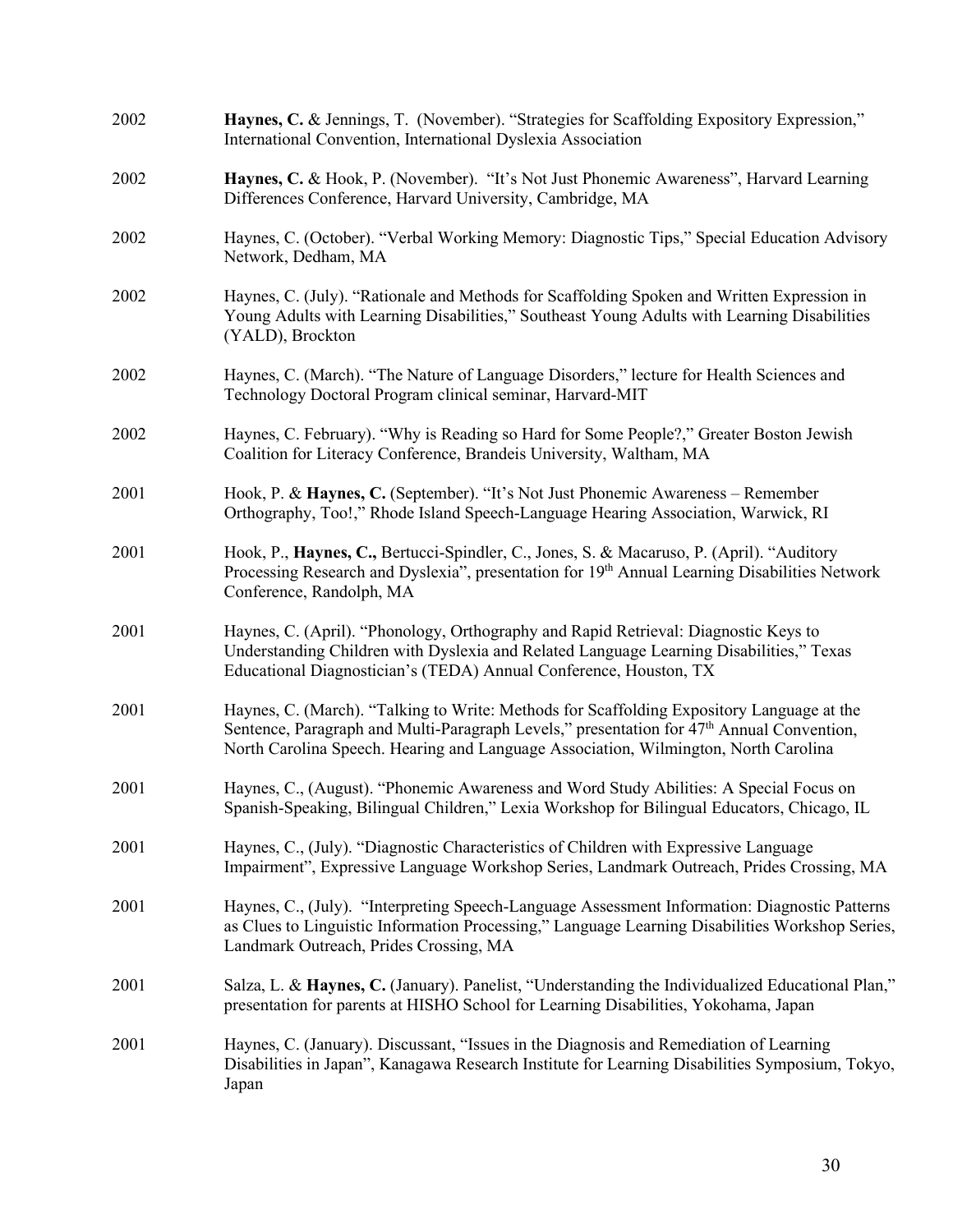2002 **Haynes, C.** & Jennings, T. (November). "Strategies for Scaffolding Expository Expression," International Convention, International Dyslexia Association

2002 **Haynes, C.** & Hook, P. (November). "It's Not Just Phonemic Awareness", Harvard Learning Differences Conference, Harvard University, Cambridge, MA

2002 Haynes, C. (October). "Verbal Working Memory: Diagnostic Tips," Special Education Advisory Network, Dedham, MA

2002 Haynes, C. (July). "Rationale and Methods for Scaffolding Spoken and Written Expression in Young Adults with Learning Disabilities," Southeast Young Adults with Learning Disabilities (YALD), Brockton

2002 Haynes, C. (March). "The Nature of Language Disorders," lecture for Health Sciences and Technology Doctoral Program clinical seminar, Harvard-MIT

2002 Haynes, C. February). "Why is Reading so Hard for Some People?," Greater Boston Jewish Coalition for Literacy Conference, Brandeis University, Waltham, MA

2001 Hook, P. & **Haynes, C.** (September). "It's Not Just Phonemic Awareness – Remember Orthography, Too!," Rhode Island Speech-Language Hearing Association, Warwick, RI

2001 Hook, P., **Haynes, C.,** Bertucci-Spindler, C., Jones, S. & Macaruso, P. (April). "Auditory Processing Research and Dyslexia", presentation for 19th Annual Learning Disabilities Network Conference, Randolph, MA

2001 Haynes, C. (April). "Phonology, Orthography and Rapid Retrieval: Diagnostic Keys to Understanding Children with Dyslexia and Related Language Learning Disabilities," Texas Educational Diagnostician's (TEDA) Annual Conference, Houston, TX

2001 Haynes, C. (March). "Talking to Write: Methods for Scaffolding Expository Language at the Sentence, Paragraph and Multi-Paragraph Levels," presentation for 47th Annual Convention, North Carolina Speech. Hearing and Language Association, Wilmington, North Carolina

2001 Haynes, C., (August). "Phonemic Awareness and Word Study Abilities: A Special Focus on Spanish-Speaking, Bilingual Children," Lexia Workshop for Bilingual Educators, Chicago, IL

2001 Haynes, C., (July). "Diagnostic Characteristics of Children with Expressive Language Impairment", Expressive Language Workshop Series, Landmark Outreach, Prides Crossing, MA

2001 Haynes, C., (July). "Interpreting Speech-Language Assessment Information: Diagnostic Patterns as Clues to Linguistic Information Processing," Language Learning Disabilities Workshop Series, Landmark Outreach, Prides Crossing, MA

2001 Salza, L. & **Haynes, C.** (January). Panelist, "Understanding the Individualized Educational Plan," presentation for parents at HISHO School for Learning Disabilities, Yokohama, Japan

2001 Haynes, C. (January). Discussant, "Issues in the Diagnosis and Remediation of Learning Disabilities in Japan", Kanagawa Research Institute for Learning Disabilities Symposium, Tokyo, Japan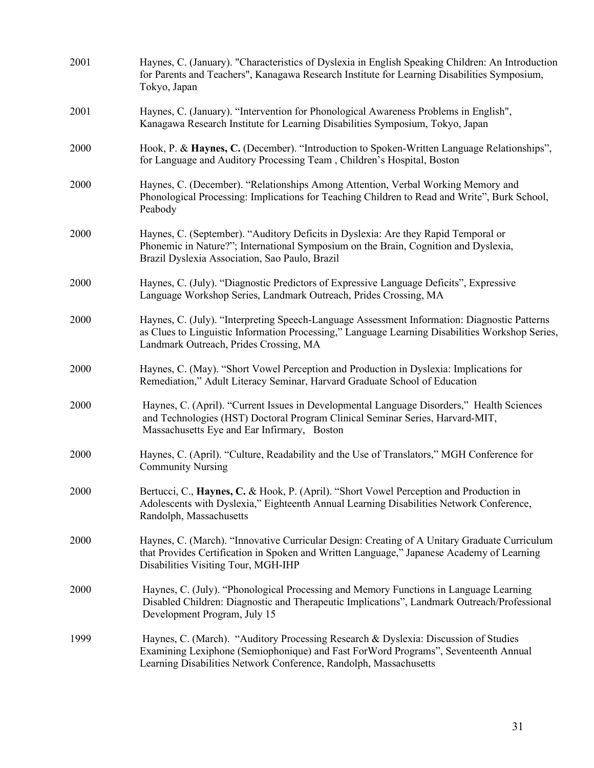2001 Haynes, C. (January). "Characteristics of Dyslexia in English Speaking Children: An Introduction for Parents and Teachers", Kanagawa Research Institute for Learning Disabilities Symposium, Tokyo, Japan

2001 Haynes, C. (January). "Intervention for Phonological Awareness Problems in English", Kanagawa Research Institute for Learning Disabilities Symposium, Tokyo, Japan

2000 Hook, P. & **Haynes, C.** (December). "Introduction to Spoken-Written Language Relationships", for Language and Auditory Processing Team , Children's Hospital, Boston

2000 Haynes, C. (December). "Relationships Among Attention, Verbal Working Memory and Phonological Processing: Implications for Teaching Children to Read and Write", Burk School, Peabody

2000 Haynes, C. (September). "Auditory Deficits in Dyslexia: Are they Rapid Temporal or Phonemic in Nature?"; International Symposium on the Brain, Cognition and Dyslexia, Brazil Dyslexia Association, Sao Paulo, Brazil

2000 Haynes, C. (July). "Diagnostic Predictors of Expressive Language Deficits", Expressive Language Workshop Series, Landmark Outreach, Prides Crossing, MA

2000 Haynes, C. (July). "Interpreting Speech-Language Assessment Information: Diagnostic Patterns as Clues to Linguistic Information Processing," Language Learning Disabilities Workshop Series, Landmark Outreach, Prides Crossing, MA

2000 Haynes, C. (May). "Short Vowel Perception and Production in Dyslexia: Implications for Remediation," Adult Literacy Seminar, Harvard Graduate School of Education

2000 Haynes, C. (April). "Current Issues in Developmental Language Disorders," Health Sciences and Technologies (HST) Doctoral Program Clinical Seminar Series, Harvard-MIT, Massachusetts Eye and Ear Infirmary, Boston

2000 Haynes, C. (April). "Culture, Readability and the Use of Translators," MGH Conference for Community Nursing

2000 Bertucci, C., **Haynes, C.** & Hook, P. (April). "Short Vowel Perception and Production in Adolescents with Dyslexia," Eighteenth Annual Learning Disabilities Network Conference, Randolph, Massachusetts

2000 Haynes, C. (March). "Innovative Curricular Design: Creating of A Unitary Graduate Curriculum that Provides Certification in Spoken and Written Language," Japanese Academy of Learning Disabilities Visiting Tour, MGH-IHP

2000 Haynes, C. (July). "Phonological Processing and Memory Functions in Language Learning Disabled Children: Diagnostic and Therapeutic Implications", Landmark Outreach/Professional Development Program, July 15

1999 Haynes, C. (March). "Auditory Processing Research & Dyslexia: Discussion of Studies Examining Lexiphone (Semiophonique) and Fast ForWord Programs", Seventeenth Annual Learning Disabilities Network Conference, Randolph, Massachusetts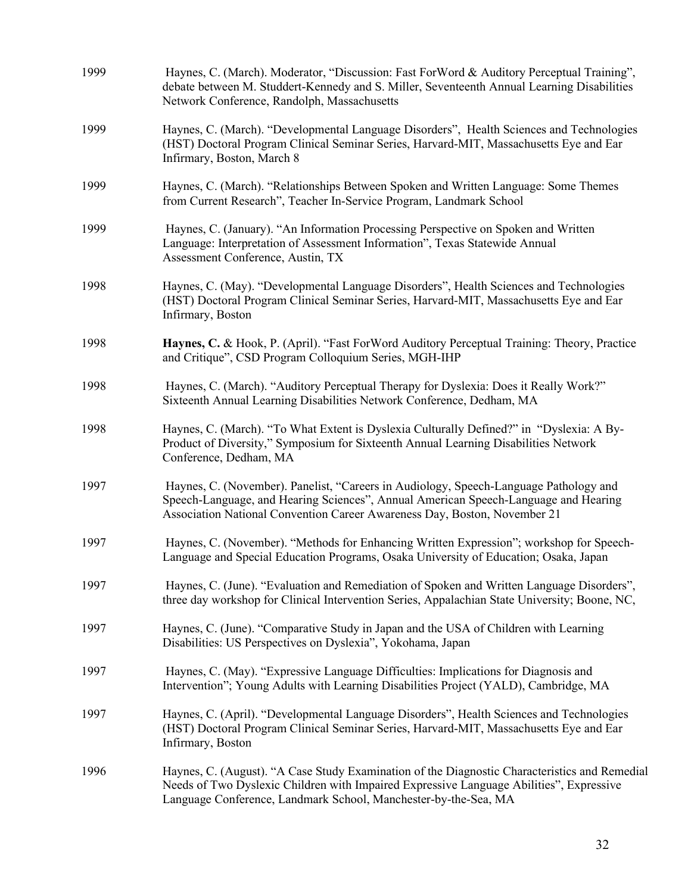1999 Haynes, C. (March). Moderator, "Discussion: Fast ForWord & Auditory Perceptual Training", debate between M. Studdert-Kennedy and S. Miller, Seventeenth Annual Learning Disabilities Network Conference, Randolph, Massachusetts

1999 Haynes, C. (March). "Developmental Language Disorders", Health Sciences and Technologies (HST) Doctoral Program Clinical Seminar Series, Harvard-MIT, Massachusetts Eye and Ear Infirmary, Boston, March 8

1999 Haynes, C. (March). "Relationships Between Spoken and Written Language: Some Themes from Current Research", Teacher In-Service Program, Landmark School

1999 Haynes, C. (January). "An Information Processing Perspective on Spoken and Written Language: Interpretation of Assessment Information", Texas Statewide Annual Assessment Conference, Austin, TX

1998 Haynes, C. (May). "Developmental Language Disorders", Health Sciences and Technologies (HST) Doctoral Program Clinical Seminar Series, Harvard-MIT, Massachusetts Eye and Ear Infirmary, Boston

1998 **Haynes, C.** & Hook, P. (April). "Fast ForWord Auditory Perceptual Training: Theory, Practice and Critique", CSD Program Colloquium Series, MGH-IHP

1998 Haynes, C. (March). "Auditory Perceptual Therapy for Dyslexia: Does it Really Work?" Sixteenth Annual Learning Disabilities Network Conference, Dedham, MA

1998 Haynes, C. (March). "To What Extent is Dyslexia Culturally Defined?" in "Dyslexia: A By-Product of Diversity," Symposium for Sixteenth Annual Learning Disabilities Network Conference, Dedham, MA

1997 Haynes, C. (November). Panelist, "Careers in Audiology, Speech-Language Pathology and Speech-Language, and Hearing Sciences", Annual American Speech-Language and Hearing Association National Convention Career Awareness Day, Boston, November 21

1997 Haynes, C. (November). "Methods for Enhancing Written Expression"; workshop for Speech-Language and Special Education Programs, Osaka University of Education; Osaka, Japan

1997 Haynes, C. (June). "Evaluation and Remediation of Spoken and Written Language Disorders", three day workshop for Clinical Intervention Series, Appalachian State University; Boone, NC,

1997 Haynes, C. (June). "Comparative Study in Japan and the USA of Children with Learning Disabilities: US Perspectives on Dyslexia", Yokohama, Japan

1997 Haynes, C. (May). "Expressive Language Difficulties: Implications for Diagnosis and Intervention"; Young Adults with Learning Disabilities Project (YALD), Cambridge, MA

1997 Haynes, C. (April). "Developmental Language Disorders", Health Sciences and Technologies (HST) Doctoral Program Clinical Seminar Series, Harvard-MIT, Massachusetts Eye and Ear Infirmary, Boston

1996 Haynes, C. (August). "A Case Study Examination of the Diagnostic Characteristics and Remedial Needs of Two Dyslexic Children with Impaired Expressive Language Abilities", Expressive Language Conference, Landmark School, Manchester-by-the-Sea, MA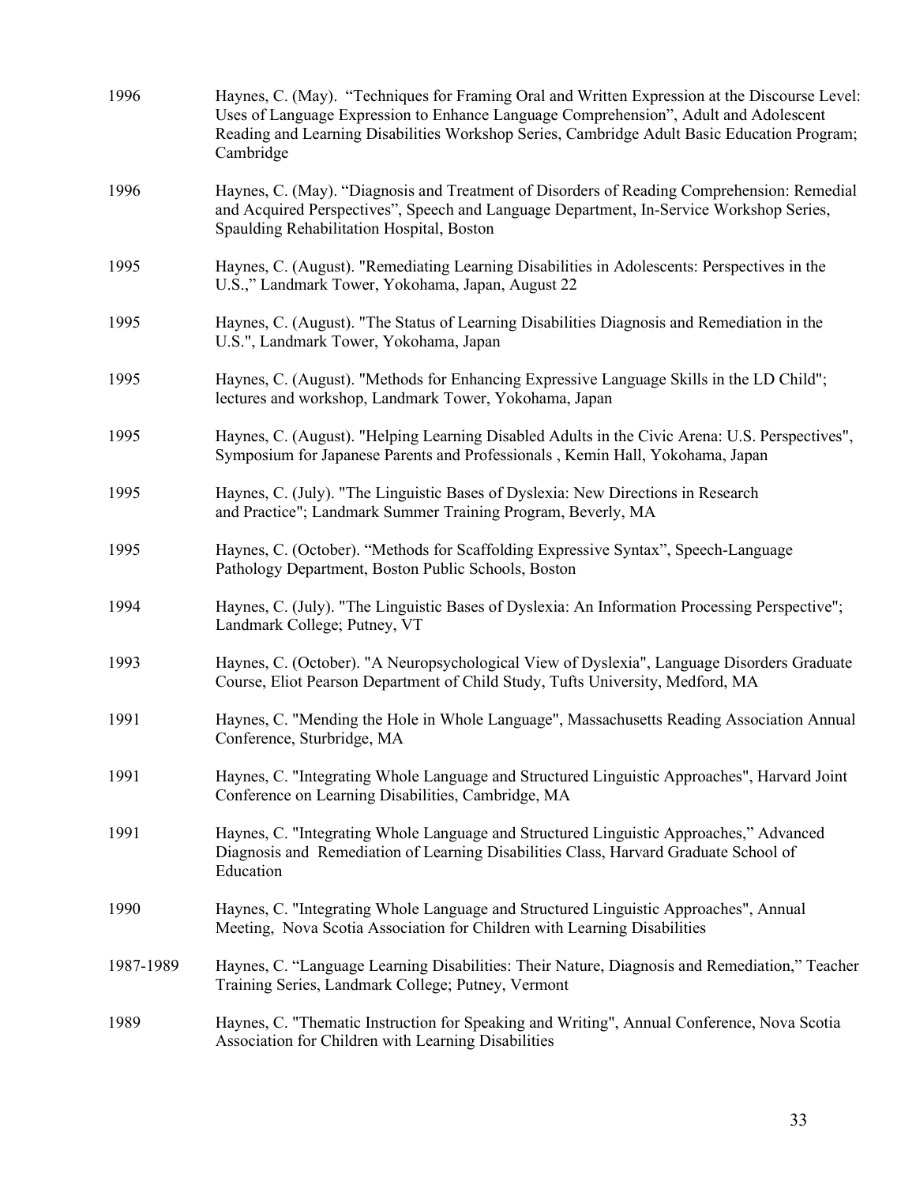1996 Haynes, C. (May). "Techniques for Framing Oral and Written Expression at the Discourse Level: Uses of Language Expression to Enhance Language Comprehension", Adult and Adolescent Reading and Learning Disabilities Workshop Series, Cambridge Adult Basic Education Program; Cambridge

1996 Haynes, C. (May). "Diagnosis and Treatment of Disorders of Reading Comprehension: Remedial and Acquired Perspectives", Speech and Language Department, In-Service Workshop Series, Spaulding Rehabilitation Hospital, Boston

1995 Haynes, C. (August). "Remediating Learning Disabilities in Adolescents: Perspectives in the U.S.," Landmark Tower, Yokohama, Japan, August 22

1995 Haynes, C. (August). "The Status of Learning Disabilities Diagnosis and Remediation in the U.S.", Landmark Tower, Yokohama, Japan

1995 Haynes, C. (August). "Methods for Enhancing Expressive Language Skills in the LD Child"; lectures and workshop, Landmark Tower, Yokohama, Japan

1995 Haynes, C. (August). "Helping Learning Disabled Adults in the Civic Arena: U.S. Perspectives", Symposium for Japanese Parents and Professionals , Kemin Hall, Yokohama, Japan

1995 Haynes, C. (July). "The Linguistic Bases of Dyslexia: New Directions in Research and Practice"; Landmark Summer Training Program, Beverly, MA

1995 Haynes, C. (October). "Methods for Scaffolding Expressive Syntax", Speech-Language Pathology Department, Boston Public Schools, Boston

1994 Haynes, C. (July). "The Linguistic Bases of Dyslexia: An Information Processing Perspective"; Landmark College; Putney, VT

1993 Haynes, C. (October). "A Neuropsychological View of Dyslexia", Language Disorders Graduate Course, Eliot Pearson Department of Child Study, Tufts University, Medford, MA

1991 Haynes, C. "Mending the Hole in Whole Language", Massachusetts Reading Association Annual Conference, Sturbridge, MA

1991 Haynes, C. "Integrating Whole Language and Structured Linguistic Approaches", Harvard Joint Conference on Learning Disabilities, Cambridge, MA

1991 Haynes, C. "Integrating Whole Language and Structured Linguistic Approaches," Advanced Diagnosis and Remediation of Learning Disabilities Class, Harvard Graduate School of Education

1990 Haynes, C. "Integrating Whole Language and Structured Linguistic Approaches", Annual Meeting, Nova Scotia Association for Children with Learning Disabilities

1987-1989 Haynes, C. "Language Learning Disabilities: Their Nature, Diagnosis and Remediation," Teacher Training Series, Landmark College; Putney, Vermont

1989 Haynes, C. "Thematic Instruction for Speaking and Writing", Annual Conference, Nova Scotia Association for Children with Learning Disabilities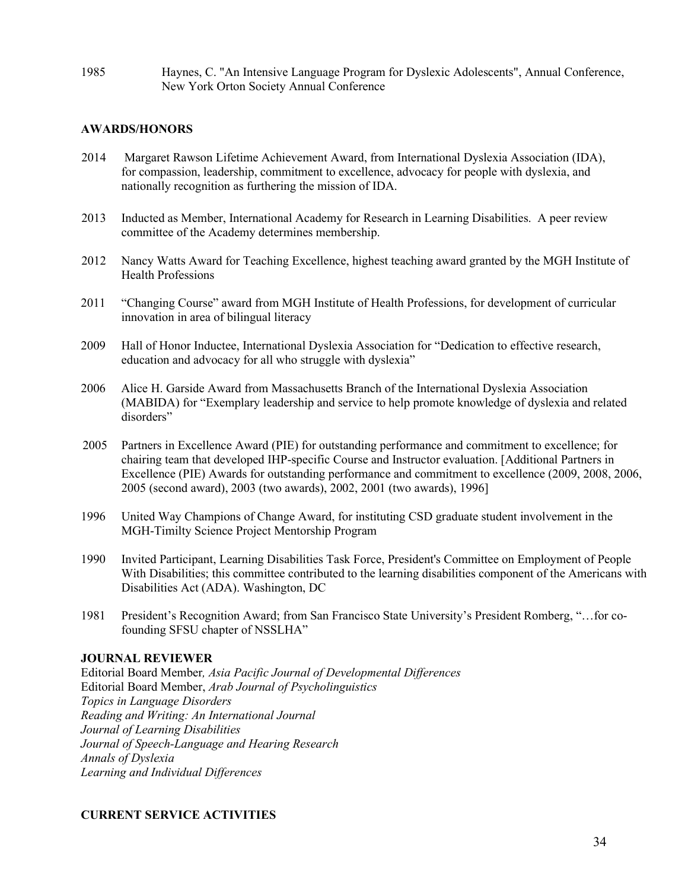1985 Haynes, C. "An Intensive Language Program for Dyslexic Adolescents", Annual Conference, New York Orton Society Annual Conference

## AWARDS/HONORS

2014 Margaret Rawson Lifetime Achievement Award, from International Dyslexia Association (IDA), for compassion, leadership, commitment to excellence, advocacy for people with dyslexia, and nationally recognition as furthering the mission of IDA.

2013 Inducted as Member, International Academy for Research in Learning Disabilities. A peer review committee of the Academy determines membership.

2012 Nancy Watts Award for Teaching Excellence, highest teaching award granted by the MGH Institute of Health Professions

2011 "Changing Course" award from MGH Institute of Health Professions, for development of curricular innovation in area of bilingual literacy

2009 Hall of Honor Inductee, International Dyslexia Association for "Dedication to effective research, education and advocacy for all who struggle with dyslexia"

2006 Alice H. Garside Award from Massachusetts Branch of the International Dyslexia Association (MABIDA) for "Exemplary leadership and service to help promote knowledge of dyslexia and related disorders"

2005 Partners in Excellence Award (PIE) for outstanding performance and commitment to excellence; for chairing team that developed IHP-specific Course and Instructor evaluation. [Additional Partners in Excellence (PIE) Awards for outstanding performance and commitment to excellence (2009, 2008, 2006, 2005 (second award), 2003 (two awards), 2002, 2001 (two awards), 1996]

1996 United Way Champions of Change Award, for instituting CSD graduate student involvement in the MGH-Timilty Science Project Mentorship Program

1990 Invited Participant, Learning Disabilities Task Force, President's Committee on Employment of People With Disabilities; this committee contributed to the learning disabilities component of the Americans with Disabilities Act (ADA). Washington, DC

1981 President's Recognition Award; from San Francisco State University's President Romberg, "…for co-founding SFSU chapter of NSSLHA"

## JOURNAL REVIEWER

Editorial Board Member, *Asia Pacific Journal of Developmental Differences*
Editorial Board Member, *Arab Journal of Psycholinguistics*
*Topics in Language Disorders*
*Reading and Writing: An International Journal*
*Journal of Learning Disabilities*
*Journal of Speech-Language and Hearing Research*
*Annals of Dyslexia*
*Learning and Individual Differences*

## CURRENT SERVICE ACTIVITIES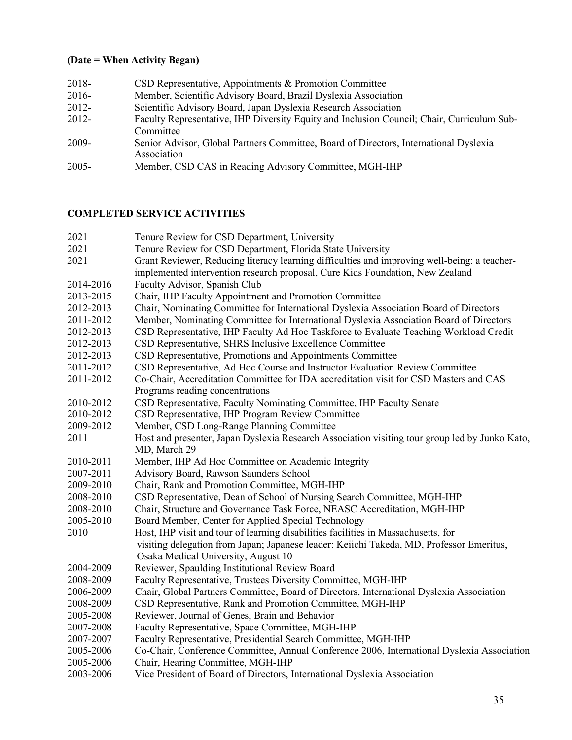**(Date = When Activity Began)**

| | |
|---|---|
| 2018- | CSD Representative, Appointments & Promotion Committee |
| 2016- | Member, Scientific Advisory Board, Brazil Dyslexia Association |
| 2012- | Scientific Advisory Board, Japan Dyslexia Research Association |
| 2012- | Faculty Representative, IHP Diversity Equity and Inclusion Council; Chair, Curriculum Sub-Committee |
| 2009- | Senior Advisor, Global Partners Committee, Board of Directors, International Dyslexia Association |
| 2005- | Member, CSD CAS in Reading Advisory Committee, MGH-IHP |

## COMPLETED SERVICE ACTIVITIES

| | |
|---|---|
| 2021 | Tenure Review for CSD Department, University |
| 2021 | Tenure Review for CSD Department, Florida State University |
| 2021 | Grant Reviewer, Reducing literacy learning difficulties and improving well-being: a teacher-implemented intervention research proposal, Cure Kids Foundation, New Zealand |
| 2014-2016 | Faculty Advisor, Spanish Club |
| 2013-2015 | Chair, IHP Faculty Appointment and Promotion Committee |
| 2012-2013 | Chair, Nominating Committee for International Dyslexia Association Board of Directors |
| 2011-2012 | Member, Nominating Committee for International Dyslexia Association Board of Directors |
| 2012-2013 | CSD Representative, IHP Faculty Ad Hoc Taskforce to Evaluate Teaching Workload Credit |
| 2012-2013 | CSD Representative, SHRS Inclusive Excellence Committee |
| 2012-2013 | CSD Representative, Promotions and Appointments Committee |
| 2011-2012 | CSD Representative, Ad Hoc Course and Instructor Evaluation Review Committee |
| 2011-2012 | Co-Chair, Accreditation Committee for IDA accreditation visit for CSD Masters and CAS Programs reading concentrations |
| 2010-2012 | CSD Representative, Faculty Nominating Committee, IHP Faculty Senate |
| 2010-2012 | CSD Representative, IHP Program Review Committee |
| 2009-2012 | Member, CSD Long-Range Planning Committee |
| 2011 | Host and presenter, Japan Dyslexia Research Association visiting tour group led by Junko Kato, MD, March 29 |
| 2010-2011 | Member, IHP Ad Hoc Committee on Academic Integrity |
| 2007-2011 | Advisory Board, Rawson Saunders School |
| 2009-2010 | Chair, Rank and Promotion Committee, MGH-IHP |
| 2008-2010 | CSD Representative, Dean of School of Nursing Search Committee, MGH-IHP |
| 2008-2010 | Chair, Structure and Governance Task Force, NEASC Accreditation, MGH-IHP |
| 2005-2010 | Board Member, Center for Applied Special Technology |
| 2010 | Host, IHP visit and tour of learning disabilities facilities in Massachusetts, for visiting delegation from Japan; Japanese leader: Keiichi Takeda, MD, Professor Emeritus, Osaka Medical University, August 10 |
| 2004-2009 | Reviewer, Spaulding Institutional Review Board |
| 2008-2009 | Faculty Representative, Trustees Diversity Committee, MGH-IHP |
| 2006-2009 | Chair, Global Partners Committee, Board of Directors, International Dyslexia Association |
| 2008-2009 | CSD Representative, Rank and Promotion Committee, MGH-IHP |
| 2005-2008 | Reviewer, Journal of Genes, Brain and Behavior |
| 2007-2008 | Faculty Representative, Space Committee, MGH-IHP |
| 2007-2007 | Faculty Representative, Presidential Search Committee, MGH-IHP |
| 2005-2006 | Co-Chair, Conference Committee, Annual Conference 2006, International Dyslexia Association |
| 2005-2006 | Chair, Hearing Committee, MGH-IHP |
| 2003-2006 | Vice President of Board of Directors, International Dyslexia Association |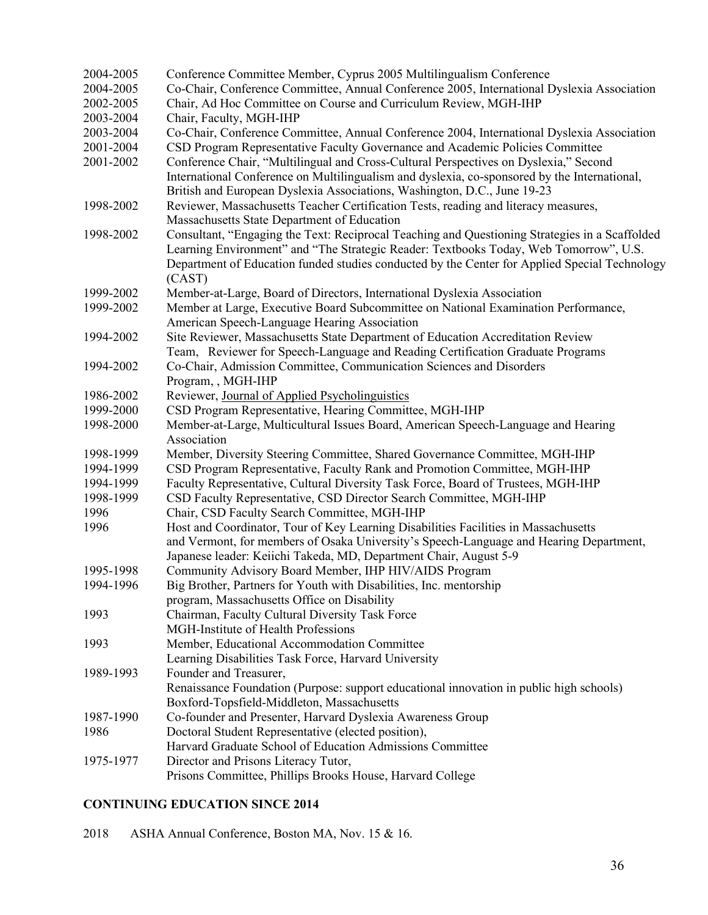2004-2005 Conference Committee Member, Cyprus 2005 Multilingualism Conference

2004-2005 Co-Chair, Conference Committee, Annual Conference 2005, International Dyslexia Association

2002-2005 Chair, Ad Hoc Committee on Course and Curriculum Review, MGH-IHP

2003-2004 Chair, Faculty, MGH-IHP

2003-2004 Co-Chair, Conference Committee, Annual Conference 2004, International Dyslexia Association

2001-2004 CSD Program Representative Faculty Governance and Academic Policies Committee

2001-2002 Conference Chair, "Multilingual and Cross-Cultural Perspectives on Dyslexia," Second International Conference on Multilingualism and dyslexia, co-sponsored by the International, British and European Dyslexia Associations, Washington, D.C., June 19-23

1998-2002 Reviewer, Massachusetts Teacher Certification Tests, reading and literacy measures, Massachusetts State Department of Education

1998-2002 Consultant, "Engaging the Text: Reciprocal Teaching and Questioning Strategies in a Scaffolded Learning Environment" and "The Strategic Reader: Textbooks Today, Web Tomorrow", U.S. Department of Education funded studies conducted by the Center for Applied Special Technology (CAST)

1999-2002 Member-at-Large, Board of Directors, International Dyslexia Association

1999-2002 Member at Large, Executive Board Subcommittee on National Examination Performance, American Speech-Language Hearing Association

1994-2002 Site Reviewer, Massachusetts State Department of Education Accreditation Review Team, Reviewer for Speech-Language and Reading Certification Graduate Programs

1994-2002 Co-Chair, Admission Committee, Communication Sciences and Disorders Program, , MGH-IHP

1986-2002 Reviewer, Journal of Applied Psycholinguistics

1999-2000 CSD Program Representative, Hearing Committee, MGH-IHP

1998-2000 Member-at-Large, Multicultural Issues Board, American Speech-Language and Hearing Association

1998-1999 Member, Diversity Steering Committee, Shared Governance Committee, MGH-IHP

1994-1999 CSD Program Representative, Faculty Rank and Promotion Committee, MGH-IHP

1994-1999 Faculty Representative, Cultural Diversity Task Force, Board of Trustees, MGH-IHP

1998-1999 CSD Faculty Representative, CSD Director Search Committee, MGH-IHP

1996 Chair, CSD Faculty Search Committee, MGH-IHP

1996 Host and Coordinator, Tour of Key Learning Disabilities Facilities in Massachusetts and Vermont, for members of Osaka University's Speech-Language and Hearing Department, Japanese leader: Keiichi Takeda, MD, Department Chair, August 5-9

1995-1998 Community Advisory Board Member, IHP HIV/AIDS Program

1994-1996 Big Brother, Partners for Youth with Disabilities, Inc. mentorship program, Massachusetts Office on Disability

1993 Chairman, Faculty Cultural Diversity Task Force MGH-Institute of Health Professions

1993 Member, Educational Accommodation Committee Learning Disabilities Task Force, Harvard University

1989-1993 Founder and Treasurer, Renaissance Foundation (Purpose: support educational innovation in public high schools) Boxford-Topsfield-Middleton, Massachusetts

1987-1990 Co-founder and Presenter, Harvard Dyslexia Awareness Group

1986 Doctoral Student Representative (elected position), Harvard Graduate School of Education Admissions Committee

1975-1977 Director and Prisons Literacy Tutor, Prisons Committee, Phillips Brooks House, Harvard College

**CONTINUING EDUCATION SINCE 2014**

2018 ASHA Annual Conference, Boston MA, Nov. 15 & 16.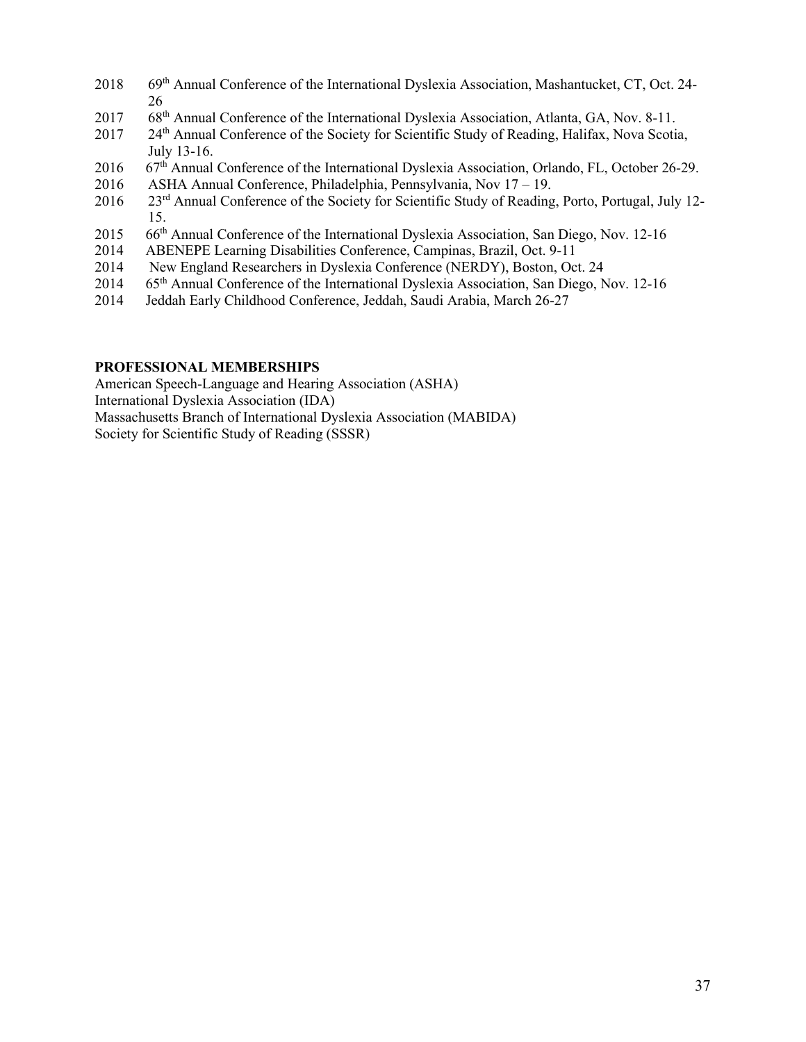2018 69th Annual Conference of the International Dyslexia Association, Mashantucket, CT, Oct. 24-26

2017 68th Annual Conference of the International Dyslexia Association, Atlanta, GA, Nov. 8-11.

2017 24th Annual Conference of the Society for Scientific Study of Reading, Halifax, Nova Scotia, July 13-16.

2016 67th Annual Conference of the International Dyslexia Association, Orlando, FL, October 26-29.

2016 ASHA Annual Conference, Philadelphia, Pennsylvania, Nov 17 – 19.

2016 23rd Annual Conference of the Society for Scientific Study of Reading, Porto, Portugal, July 12-15.

2015 66th Annual Conference of the International Dyslexia Association, San Diego, Nov. 12-16

2014 ABENEPE Learning Disabilities Conference, Campinas, Brazil, Oct. 9-11

2014 New England Researchers in Dyslexia Conference (NERDY), Boston, Oct. 24

2014 65th Annual Conference of the International Dyslexia Association, San Diego, Nov. 12-16

2014 Jeddah Early Childhood Conference, Jeddah, Saudi Arabia, March 26-27

**PROFESSIONAL MEMBERSHIPS**

American Speech-Language and Hearing Association (ASHA)
International Dyslexia Association (IDA)
Massachusetts Branch of International Dyslexia Association (MABIDA)
Society for Scientific Study of Reading (SSSR)